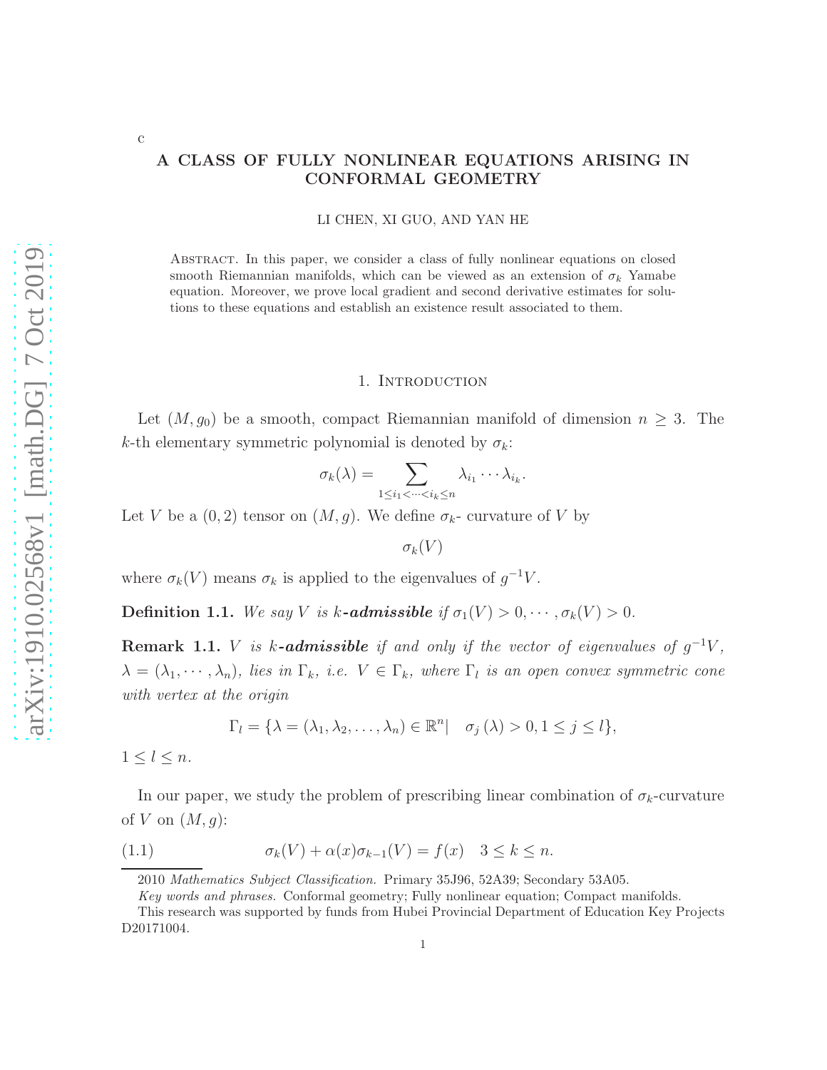c

# A CLASS OF FULLY NONLINEAR EQUATIONS ARISING IN CONFORMAL GEOMETRY

LI CHEN, XI GUO, AND YAN HE

Abstract. In this paper, we consider a class of fully nonlinear equations on closed smooth Riemannian manifolds, which can be viewed as an extension of $\sigma_k$ Yamabe equation. Moreover, we prove local gradient and second derivative estimates for solutions to these equations and establish an existence result associated to them.

## 1. Introduction

Let $(M, g_0)$ be a smooth, compact Riemannian manifold of dimension $n \geq 3$. The $k$-th elementary symmetric polynomial is denoted by $\sigma_k$:

$$\sigma_k(\lambda) = \sum_{1 \leq i_1 < \cdots < i_k \leq n} \lambda_{i_1} \cdots \lambda_{i_k}.$$

Let $V$ be a $(0, 2)$ tensor on $(M, g)$. We define $\sigma_k$- curvature of $V$ by

$$\sigma_k(V)$$

where $\sigma_k(V)$ means $\sigma_k$ is applied to the eigenvalues of $g^{-1}V$.

**Definition 1.1.** *We say $V$ is $k$-**admissible** if $\sigma_1(V) > 0, \cdots, \sigma_k(V) > 0$.*

**Remark 1.1.** *$V$ is $k$-**admissible** if and only if the vector of eigenvalues of $g^{-1}V$, $\lambda = (\lambda_1, \cdots, \lambda_n)$, lies in $\Gamma_k$, i.e. $V \in \Gamma_k$, where $\Gamma_l$ is an open convex symmetric cone with vertex at the origin*

$$\Gamma_l = \{\lambda = (\lambda_1, \lambda_2, \ldots, \lambda_n) \in \mathbb{R}^n | \quad \sigma_j(\lambda) > 0, 1 \leq j \leq l\},$$

$1 \leq l \leq n$.

In our paper, we study the problem of prescribing linear combination of $\sigma_k$-curvature of $V$ on $(M, g)$:

$$\sigma_k(V) + \alpha(x)\sigma_{k-1}(V) = f(x) \quad 3 \leq k \leq n. \tag{1.1}$$

2010 *Mathematics Subject Classification.* Primary 35J96, 52A39; Secondary 53A05.

*Key words and phrases.* Conformal geometry; Fully nonlinear equation; Compact manifolds.

This research was supported by funds from Hubei Provincial Department of Education Key Projects D20171004.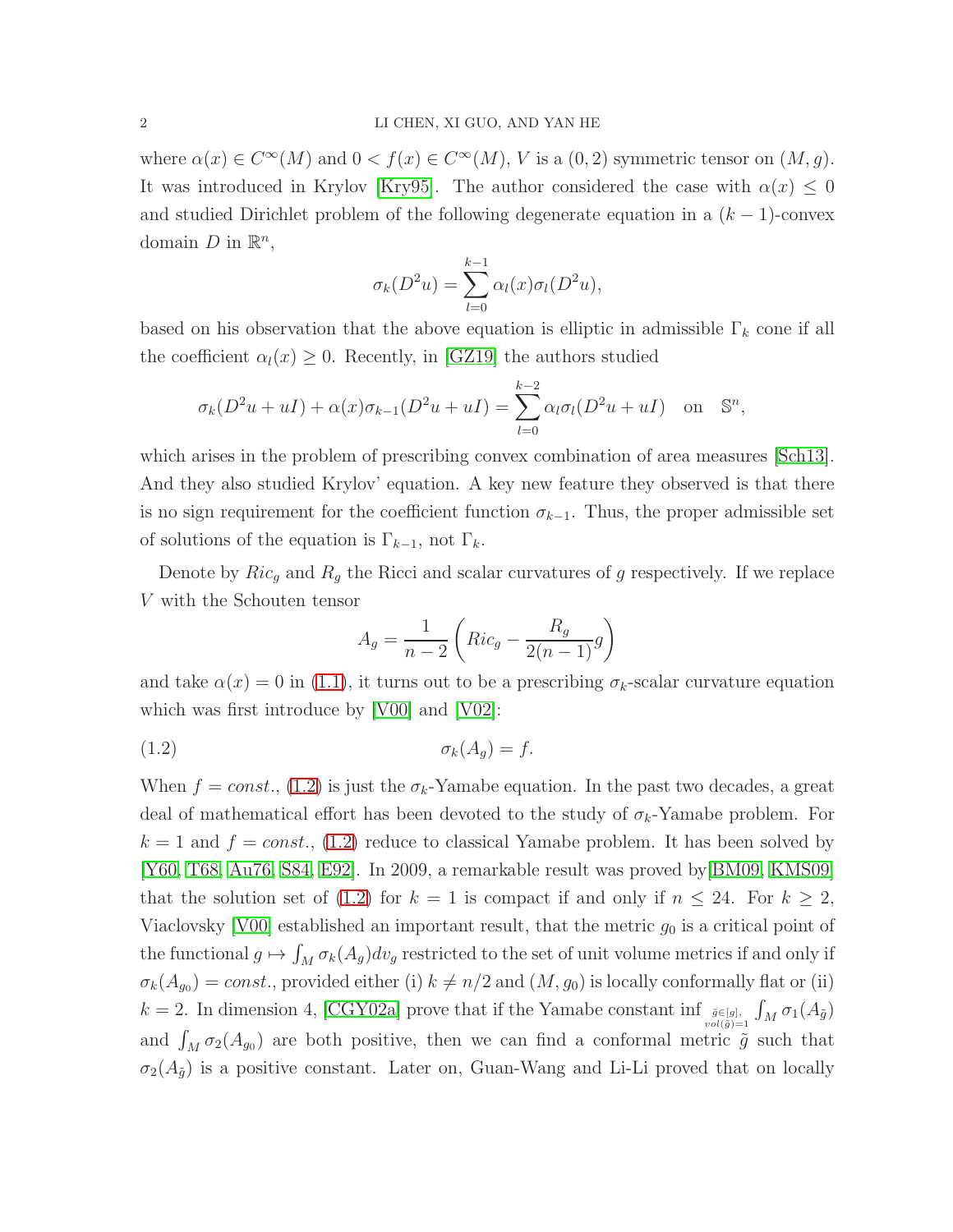where $\alpha(x) \in C^\infty(M)$ and $0 < f(x) \in C^\infty(M)$, $V$ is a $(0,2)$ symmetric tensor on $(M, g)$. It was introduced in Krylov [Kry95]. The author considered the case with $\alpha(x) \leq 0$ and studied Dirichlet problem of the following degenerate equation in a $(k-1)$-convex domain $D$ in $\mathbb{R}^n$,

$$\sigma_k(D^2 u) = \sum_{l=0}^{k-1} \alpha_l(x) \sigma_l(D^2 u),$$

based on his observation that the above equation is elliptic in admissible $\Gamma_k$ cone if all the coefficient $\alpha_l(x) \geq 0$. Recently, in [GZ19] the authors studied

$$\sigma_k(D^2 u + uI) + \alpha(x) \sigma_{k-1}(D^2 u + uI) = \sum_{l=0}^{k-2} \alpha_l \sigma_l(D^2 u + uI) \quad \text{on} \quad \mathbb{S}^n,$$

which arises in the problem of prescribing convex combination of area measures [Sch13]. And they also studied Krylov' equation. A key new feature they observed is that there is no sign requirement for the coefficient function $\sigma_{k-1}$. Thus, the proper admissible set of solutions of the equation is $\Gamma_{k-1}$, not $\Gamma_k$.

Denote by $Ric_g$ and $R_g$ the Ricci and scalar curvatures of $g$ respectively. If we replace $V$ with the Schouten tensor

$$A_g = \frac{1}{n-2}\left( Ric_g - \frac{R_g}{2(n-1)} g \right)$$

and take $\alpha(x) = 0$ in (1.1), it turns out to be a prescribing $\sigma_k$-scalar curvature equation which was first introduce by [V00] and [V02]:

$$\sigma_k(A_g) = f. \tag{1.2}$$

When $f = const.$, (1.2) is just the $\sigma_k$-Yamabe equation. In the past two decades, a great deal of mathematical effort has been devoted to the study of $\sigma_k$-Yamabe problem. For $k = 1$ and $f = const.$, (1.2) reduce to classical Yamabe problem. It has been solved by [Y60, T68, Au76, S84, E92]. In 2009, a remarkable result was proved by[BM09, KMS09] that the solution set of (1.2) for $k = 1$ is compact if and only if $n \leq 24$. For $k \geq 2$, Viaclovsky [V00] established an important result, that the metric $g_0$ is a critical point of the functional $g \mapsto \int_M \sigma_k(A_g) dv_g$ restricted to the set of unit volume metrics if and only if $\sigma_k(A_{g_0}) = const.$, provided either (i) $k \neq n/2$ and $(M, g_0)$ is locally conformally flat or (ii) $k = 2$. In dimension 4, [CGY02a] prove that if the Yamabe constant $\inf_{\substack{\tilde{g} \in [g], \\ vol(\tilde{g})=1}} \int_M \sigma_1(A_{\tilde{g}})$ and $\int_M \sigma_2(A_{g_0})$ are both positive, then we can find a conformal metric $\tilde{g}$ such that $\sigma_2(A_{\tilde{g}})$ is a positive constant. Later on, Guan-Wang and Li-Li proved that on locally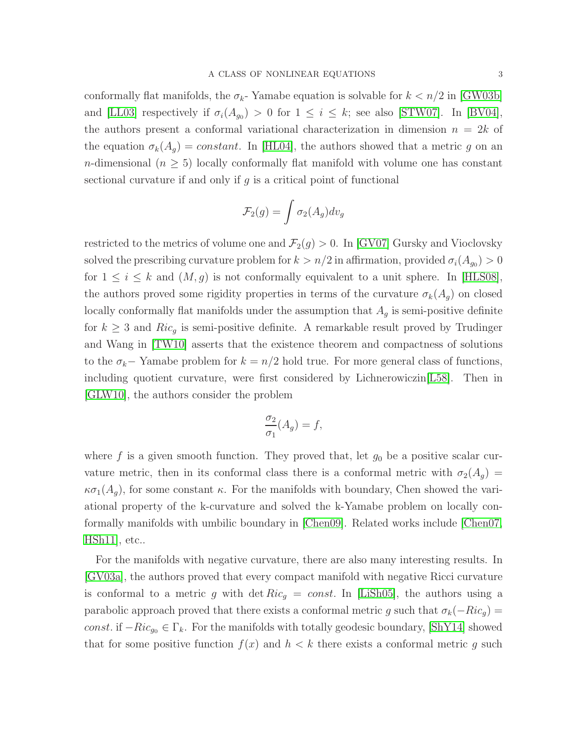conformally flat manifolds, the $\sigma_k$- Yamabe equation is solvable for $k < n/2$ in [GW03b] and [LL03] respectively if $\sigma_i(A_{g_0}) > 0$ for $1 \le i \le k$; see also [STW07]. In [BV04], the authors present a conformal variational characterization in dimension $n = 2k$ of the equation $\sigma_k(A_g) = constant$. In [HL04], the authors showed that a metric $g$ on an $n$-dimensional ($n \ge 5$) locally conformally flat manifold with volume one has constant sectional curvature if and only if $g$ is a critical point of functional

$$\mathcal{F}_2(g) = \int \sigma_2(A_g) dv_g$$

restricted to the metrics of volume one and $\mathcal{F}_2(g) > 0$. In [GV07] Gursky and Vioclovsky solved the prescribing curvature problem for $k > n/2$ in affirmation, provided $\sigma_i(A_{g_0}) > 0$ for $1 \le i \le k$ and $(M, g)$ is not conformally equivalent to a unit sphere. In [HLS08], the authors proved some rigidity properties in terms of the curvature $\sigma_k(A_g)$ on closed locally conformally flat manifolds under the assumption that $A_g$ is semi-positive definite for $k \ge 3$ and $Ric_g$ is semi-positive definite. A remarkable result proved by Trudinger and Wang in [TW10] asserts that the existence theorem and compactness of solutions to the $\sigma_k-$ Yamabe problem for $k = n/2$ hold true. For more general class of functions, including quotient curvature, were first considered by Lichnerowiczin[L58]. Then in [GLW10], the authors consider the problem

$$\frac{\sigma_2}{\sigma_1}(A_g) = f,$$

where $f$ is a given smooth function. They proved that, let $g_0$ be a positive scalar curvature metric, then in its conformal class there is a conformal metric with $\sigma_2(A_g) = \kappa \sigma_1(A_g)$, for some constant $\kappa$. For the manifolds with boundary, Chen showed the variational property of the k-curvature and solved the k-Yamabe problem on locally conformally manifolds with umbilic boundary in [Chen09]. Related works include [Chen07, HSh11], etc..

For the manifolds with negative curvature, there are also many interesting results. In [GV03a], the authors proved that every compact manifold with negative Ricci curvature is conformal to a metric $g$ with $\det Ric_g = const$. In [LiSh05], the authors using a parabolic approach proved that there exists a conformal metric $g$ such that $\sigma_k(-Ric_g) = const.$ if $-Ric_{g_0} \in \Gamma_k$. For the manifolds with totally geodesic boundary, [ShY14] showed that for some positive function $f(x)$ and $h < k$ there exists a conformal metric $g$ such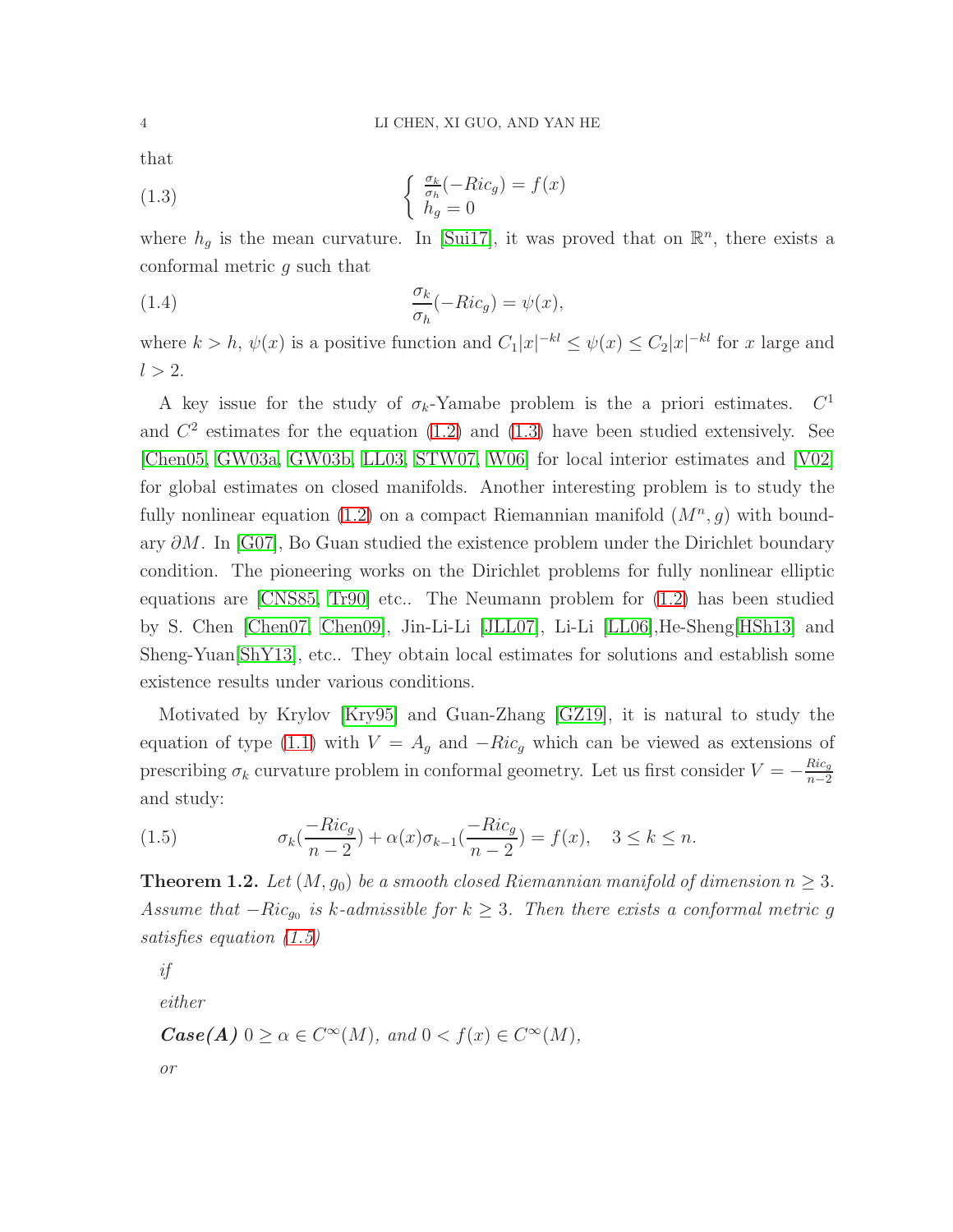that

$$
\begin{cases} \frac{\sigma_k}{\sigma_h}(-Ric_g) = f(x) \\ h_g = 0 \end{cases} \tag{1.3}
$$

where $h_g$ is the mean curvature. In [Sui17], it was proved that on $\mathbb{R}^n$, there exists a conformal metric $g$ such that

$$
\frac{\sigma_k}{\sigma_h}(-Ric_g) = \psi(x), \tag{1.4}
$$

where $k > h$, $\psi(x)$ is a positive function and $C_1|x|^{-kl} \leq \psi(x) \leq C_2|x|^{-kl}$ for $x$ large and $l > 2$.

A key issue for the study of $\sigma_k$-Yamabe problem is the a priori estimates. $C^1$ and $C^2$ estimates for the equation (1.2) and (1.3) have been studied extensively. See [Chen05, GW03a, GW03b, LL03, STW07, W06] for local interior estimates and [V02] for global estimates on closed manifolds. Another interesting problem is to study the fully nonlinear equation (1.2) on a compact Riemannian manifold $(M^n, g)$ with boundary $\partial M$. In [G07], Bo Guan studied the existence problem under the Dirichlet boundary condition. The pioneering works on the Dirichlet problems for fully nonlinear elliptic equations are [CNS85, Tr90] etc.. The Neumann problem for (1.2) has been studied by S. Chen [Chen07, Chen09], Jin-Li-Li [JLL07], Li-Li [LL06],He-Sheng[HSh13] and Sheng-Yuan[ShY13], etc.. They obtain local estimates for solutions and establish some existence results under various conditions.

Motivated by Krylov [Kry95] and Guan-Zhang [GZ19], it is natural to study the equation of type (1.1) with $V = A_g$ and $-Ric_g$ which can be viewed as extensions of prescribing $\sigma_k$ curvature problem in conformal geometry. Let us first consider $V = -\frac{Ric_g}{n-2}$ and study:

$$
\sigma_k(\frac{-Ric_g}{n-2}) + \alpha(x)\sigma_{k-1}(\frac{-Ric_g}{n-2}) = f(x), \quad 3 \leq k \leq n. \tag{1.5}
$$

**Theorem 1.2.** *Let $(M, g_0)$ be a smooth closed Riemannian manifold of dimension $n \geq 3$. Assume that $-Ric_{g_0}$ is $k$-admissible for $k \geq 3$. Then there exists a conformal metric $g$ satisfies equation (1.5)*

*if*

*either*

***Case(A)*** *$0 \geq \alpha \in C^\infty(M)$, and $0 < f(x) \in C^\infty(M)$,*

*or*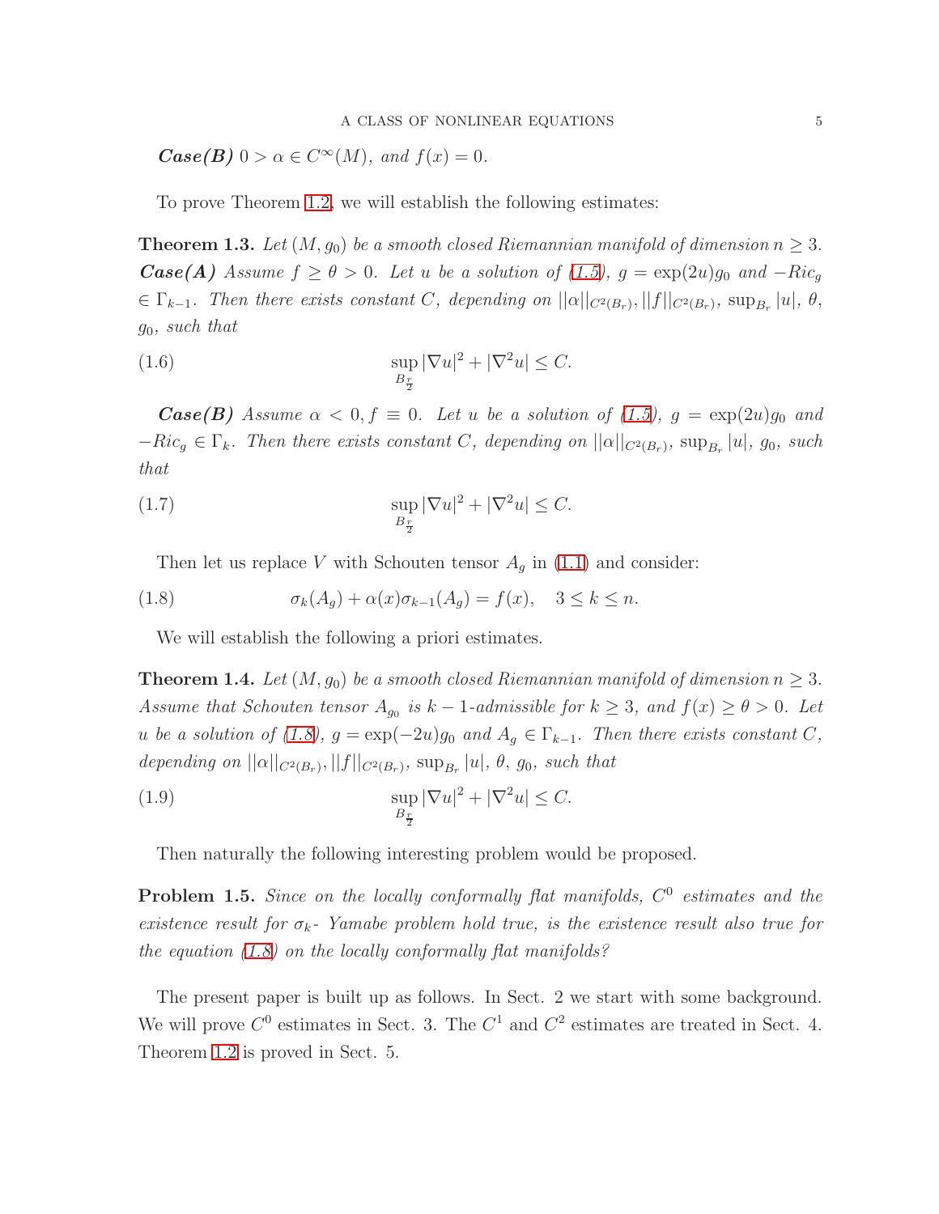***Case(B)*** $0 > \alpha \in C^{\infty}(M)$*, and* $f(x) = 0$*.*

To prove Theorem 1.2, we will establish the following estimates:

**Theorem 1.3.** *Let* $(M, g_0)$ *be a smooth closed Riemannian manifold of dimension* $n \geq 3$*.* ***Case(A)*** *Assume* $f \geq \theta > 0$*. Let* $u$ *be a solution of (1.5),* $g = \exp(2u)g_0$ *and* $-Ric_g \in \Gamma_{k-1}$*. Then there exists constant* $C$*, depending on* $||\alpha||_{C^2(B_r)}, ||f||_{C^2(B_r)}$*,* $\sup_{B_r} |u|$*,* $\theta$*,* $g_0$*, such that*

$$\sup_{B_{\frac{r}{2}}} |\nabla u|^2 + |\nabla^2 u| \leq C. \tag{1.6}$$

***Case(B)*** *Assume* $\alpha < 0, f \equiv 0$*. Let* $u$ *be a solution of (1.5),* $g = \exp(2u)g_0$ *and* $-Ric_g \in \Gamma_k$*. Then there exists constant* $C$*, depending on* $||\alpha||_{C^2(B_r)}$*,* $\sup_{B_r} |u|$*,* $g_0$*, such that*

$$\sup_{B_{\frac{r}{2}}} |\nabla u|^2 + |\nabla^2 u| \leq C. \tag{1.7}$$

Then let us replace $V$ with Schouten tensor $A_g$ in (1.1) and consider:

$$\sigma_k(A_g) + \alpha(x)\sigma_{k-1}(A_g) = f(x), \quad 3 \leq k \leq n. \tag{1.8}$$

We will establish the following a priori estimates.

**Theorem 1.4.** *Let* $(M, g_0)$ *be a smooth closed Riemannian manifold of dimension* $n \geq 3$*. Assume that Schouten tensor* $A_{g_0}$ *is* $k-1$*-admissible for* $k \geq 3$*, and* $f(x) \geq \theta > 0$*. Let* $u$ *be a solution of (1.8),* $g = \exp(-2u)g_0$ *and* $A_g \in \Gamma_{k-1}$*. Then there exists constant* $C$*, depending on* $||\alpha||_{C^2(B_r)}, ||f||_{C^2(B_r)}$*,* $\sup_{B_r} |u|$*,* $\theta$*,* $g_0$*, such that*

$$\sup_{B_{\frac{r}{2}}} |\nabla u|^2 + |\nabla^2 u| \leq C. \tag{1.9}$$

Then naturally the following interesting problem would be proposed.

**Problem 1.5.** *Since on the locally conformally flat manifolds,* $C^0$ *estimates and the existence result for* $\sigma_k$*- Yamabe problem hold true, is the existence result also true for the equation (1.8) on the locally conformally flat manifolds?*

The present paper is built up as follows. In Sect. 2 we start with some background. We will prove $C^0$ estimates in Sect. 3. The $C^1$ and $C^2$ estimates are treated in Sect. 4. Theorem 1.2 is proved in Sect. 5.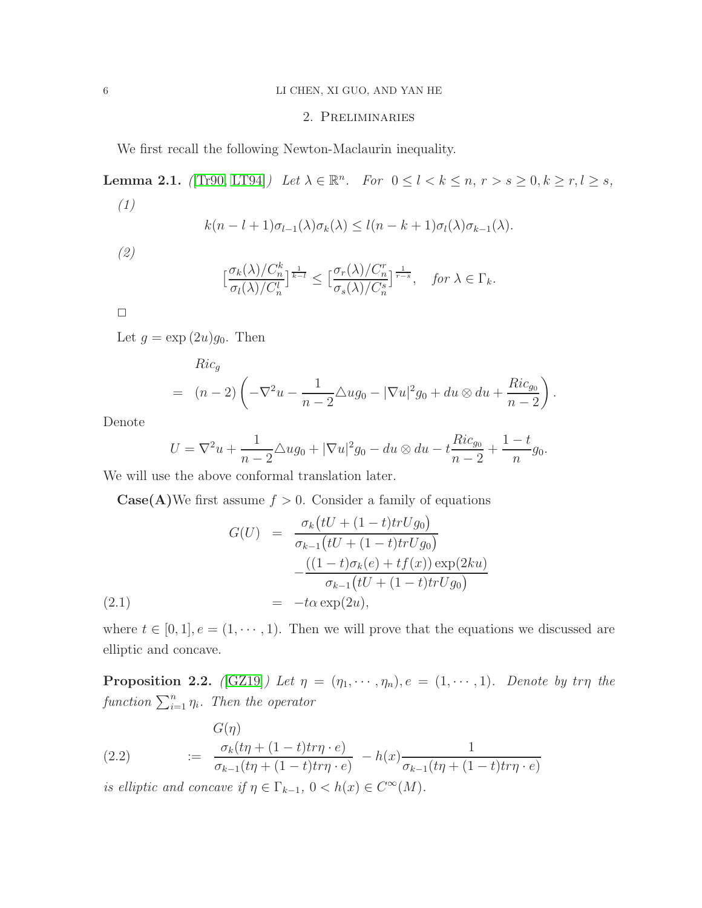## 2. Preliminaries

We first recall the following Newton-Maclaurin inequality.

**Lemma 2.1.** *([Tr90, LT94]) Let $\lambda \in \mathbb{R}^n$. For $0 \le l < k \le n$, $r > s \ge 0, k \ge r, l \ge s$,*

*(1)*

$$k(n-l+1)\sigma_{l-1}(\lambda)\sigma_k(\lambda) \le l(n-k+1)\sigma_l(\lambda)\sigma_{k-1}(\lambda).$$

*(2)*

$$\Big[\frac{\sigma_k(\lambda)/C_n^k}{\sigma_l(\lambda)/C_n^l}\Big]^{\frac{1}{k-l}} \le \Big[\frac{\sigma_r(\lambda)/C_n^r}{\sigma_s(\lambda)/C_n^s}\Big]^{\frac{1}{r-s}}, \quad \text{for } \lambda \in \Gamma_k.$$

□

Let $g = \exp(2u) g_0$. Then

$$\begin{aligned} & Ric_g \\ = \;& (n-2)\left(-\nabla^2 u - \frac{1}{n-2}\triangle u g_0 - |\nabla u|^2 g_0 + du \otimes du + \frac{Ric_{g_0}}{n-2}\right). \end{aligned}$$

Denote

$$U = \nabla^2 u + \frac{1}{n-2}\triangle u g_0 + |\nabla u|^2 g_0 - du \otimes du - t\frac{Ric_{g_0}}{n-2} + \frac{1-t}{n} g_0.$$

We will use the above conformal translation later.

**Case(A)** We first assume $f > 0$. Consider a family of equations

$$\begin{aligned} G(U) \;&=\; \frac{\sigma_k\big(tU + (1-t)trU g_0\big)}{\sigma_{k-1}\big(tU + (1-t)trU g_0\big)} \\ &\quad - \frac{((1-t)\sigma_k(e) + tf(x))\exp(2ku)}{\sigma_{k-1}\big(tU + (1-t)trU g_0\big)} \\ &= -t\alpha \exp(2u), \end{aligned} \tag{2.1}$$

where $t \in [0,1], e = (1, \cdots, 1)$. Then we will prove that the equations we discussed are elliptic and concave.

**Proposition 2.2.** *([GZ19]) Let $\eta = (\eta_1, \cdots, \eta_n), e = (1, \cdots, 1)$. Denote by $tr\eta$ the function $\sum_{i=1}^n \eta_i$. Then the operator*

$$\begin{aligned} & G(\eta) \\ := \;& \frac{\sigma_k(t\eta + (1-t)tr\eta \cdot e)}{\sigma_{k-1}(t\eta + (1-t)tr\eta \cdot e)} - h(x)\frac{1}{\sigma_{k-1}(t\eta + (1-t)tr\eta \cdot e)} \end{aligned} \tag{2.2}$$

*is elliptic and concave if $\eta \in \Gamma_{k-1}$, $0 < h(x) \in C^\infty(M)$.*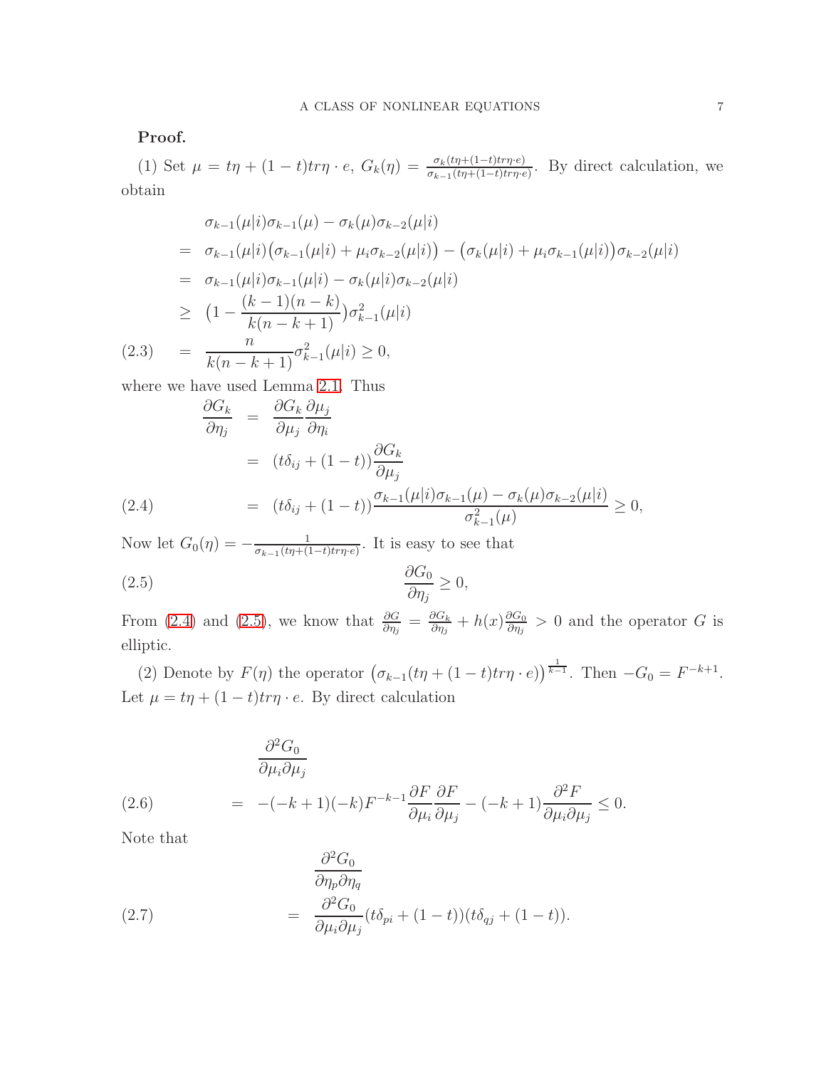**Proof.**

(1) Set $\mu = t\eta + (1-t)tr\eta \cdot e$, $G_k(\eta) = \frac{\sigma_k(t\eta+(1-t)tr\eta\cdot e)}{\sigma_{k-1}(t\eta+(1-t)tr\eta\cdot e)}$. By direct calculation, we obtain

$$
\begin{aligned}
& \sigma_{k-1}(\mu|i)\sigma_{k-1}(\mu) - \sigma_k(\mu)\sigma_{k-2}(\mu|i) \\
= \;& \sigma_{k-1}(\mu|i)\big(\sigma_{k-1}(\mu|i) + \mu_i\sigma_{k-2}(\mu|i)\big) - \big(\sigma_k(\mu|i) + \mu_i\sigma_{k-1}(\mu|i)\big)\sigma_{k-2}(\mu|i) \\
= \;& \sigma_{k-1}(\mu|i)\sigma_{k-1}(\mu|i) - \sigma_k(\mu|i)\sigma_{k-2}(\mu|i) \\
\geq \;& \big(1 - \frac{(k-1)(n-k)}{k(n-k+1)}\big)\sigma_{k-1}^2(\mu|i) \\
= \;& \frac{n}{k(n-k+1)}\sigma_{k-1}^2(\mu|i) \geq 0, 
\end{aligned}
\tag{2.3}
$$

where we have used Lemma 2.1. Thus

$$
\begin{aligned}
\frac{\partial G_k}{\partial \eta_j} &= \frac{\partial G_k}{\partial \mu_j}\frac{\partial \mu_j}{\partial \eta_i} \\
&= (t\delta_{ij} + (1-t))\frac{\partial G_k}{\partial \mu_j} \\
&= (t\delta_{ij} + (1-t))\frac{\sigma_{k-1}(\mu|i)\sigma_{k-1}(\mu) - \sigma_k(\mu)\sigma_{k-2}(\mu|i)}{\sigma_{k-1}^2(\mu)} \geq 0,
\end{aligned}
\tag{2.4}
$$

Now let $G_0(\eta) = -\frac{1}{\sigma_{k-1}(t\eta+(1-t)tr\eta\cdot e)}$. It is easy to see that

$$
\frac{\partial G_0}{\partial \eta_j} \geq 0, \tag{2.5}
$$

From (2.4) and (2.5), we know that $\frac{\partial G}{\partial \eta_j} = \frac{\partial G_k}{\partial \eta_j} + h(x)\frac{\partial G_0}{\partial \eta_j} > 0$ and the operator $G$ is elliptic.

(2) Denote by $F(\eta)$ the operator $\big(\sigma_{k-1}(t\eta + (1-t)tr\eta \cdot e)\big)^{\frac{1}{k-1}}$. Then $-G_0 = F^{-k+1}$. Let $\mu = t\eta + (1-t)tr\eta \cdot e$. By direct calculation

$$
\begin{aligned}
& \frac{\partial^2 G_0}{\partial \mu_i \partial \mu_j} \\
= \;& -(-k+1)(-k)F^{-k-1}\frac{\partial F}{\partial \mu_i}\frac{\partial F}{\partial \mu_j} - (-k+1)\frac{\partial^2 F}{\partial \mu_i \partial \mu_j} \leq 0.
\end{aligned}
\tag{2.6}
$$

Note that

$$
\begin{aligned}
& \frac{\partial^2 G_0}{\partial \eta_p \partial \eta_q} \\
= \;& \frac{\partial^2 G_0}{\partial \mu_i \partial \mu_j}(t\delta_{pi} + (1-t))(t\delta_{qj} + (1-t)).
\end{aligned}
\tag{2.7}
$$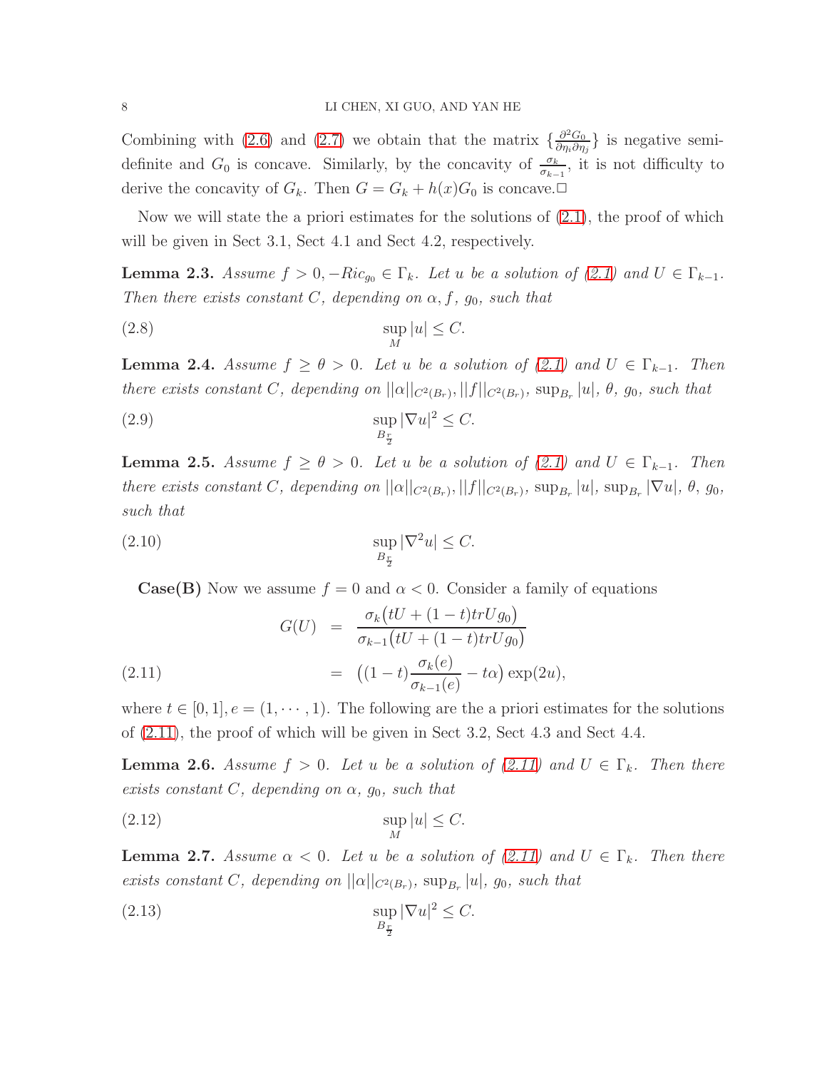Combining with (2.6) and (2.7) we obtain that the matrix $\{\frac{\partial^2 G_0}{\partial \eta_i \partial \eta_j}\}$ is negative semi-definite and $G_0$ is concave. Similarly, by the concavity of $\frac{\sigma_k}{\sigma_{k-1}}$, it is not difficulty to derive the concavity of $G_k$. Then $G = G_k + h(x)G_0$ is concave.□

Now we will state the a priori estimates for the solutions of (2.1), the proof of which will be given in Sect 3.1, Sect 4.1 and Sect 4.2, respectively.

**Lemma 2.3.** *Assume $f > 0, -Ric_{g_0} \in \Gamma_k$. Let $u$ be a solution of (2.1) and $U \in \Gamma_{k-1}$. Then there exists constant $C$, depending on $\alpha, f$, $g_0$, such that*

$$\sup_M |u| \leq C. \tag{2.8}$$

**Lemma 2.4.** *Assume $f \geq \theta > 0$. Let $u$ be a solution of (2.1) and $U \in \Gamma_{k-1}$. Then there exists constant $C$, depending on $||\alpha||_{C^2(B_r)}, ||f||_{C^2(B_r)}$, $\sup_{B_r} |u|$, $\theta$, $g_0$, such that*

$$\sup_{B_{\frac{r}{2}}} |\nabla u|^2 \leq C. \tag{2.9}$$

**Lemma 2.5.** *Assume $f \geq \theta > 0$. Let $u$ be a solution of (2.1) and $U \in \Gamma_{k-1}$. Then there exists constant $C$, depending on $||\alpha||_{C^2(B_r)}, ||f||_{C^2(B_r)}$, $\sup_{B_r} |u|$, $\sup_{B_r} |\nabla u|$, $\theta$, $g_0$, such that*

$$\sup_{B_{\frac{r}{2}}} |\nabla^2 u| \leq C. \tag{2.10}$$

**Case(B)** Now we assume $f = 0$ and $\alpha < 0$. Consider a family of equations

$$\begin{aligned} G(U) &= \frac{\sigma_k\big(tU + (1-t)trUg_0\big)}{\sigma_{k-1}\big(tU + (1-t)trUg_0\big)} \\ &= \Big((1-t)\frac{\sigma_k(e)}{\sigma_{k-1}(e)} - t\alpha\Big)\exp(2u), \end{aligned} \tag{2.11}$$

where $t \in [0,1], e = (1, \cdots, 1)$. The following are the a priori estimates for the solutions of (2.11), the proof of which will be given in Sect 3.2, Sect 4.3 and Sect 4.4.

**Lemma 2.6.** *Assume $f > 0$. Let $u$ be a solution of (2.11) and $U \in \Gamma_k$. Then there exists constant $C$, depending on $\alpha$, $g_0$, such that*

$$\sup_M |u| \leq C. \tag{2.12}$$

**Lemma 2.7.** *Assume $\alpha < 0$. Let $u$ be a solution of (2.11) and $U \in \Gamma_k$. Then there exists constant $C$, depending on $||\alpha||_{C^2(B_r)}$, $\sup_{B_r} |u|$, $g_0$, such that*

$$\sup_{B_{\frac{r}{2}}} |\nabla u|^2 \leq C. \tag{2.13}$$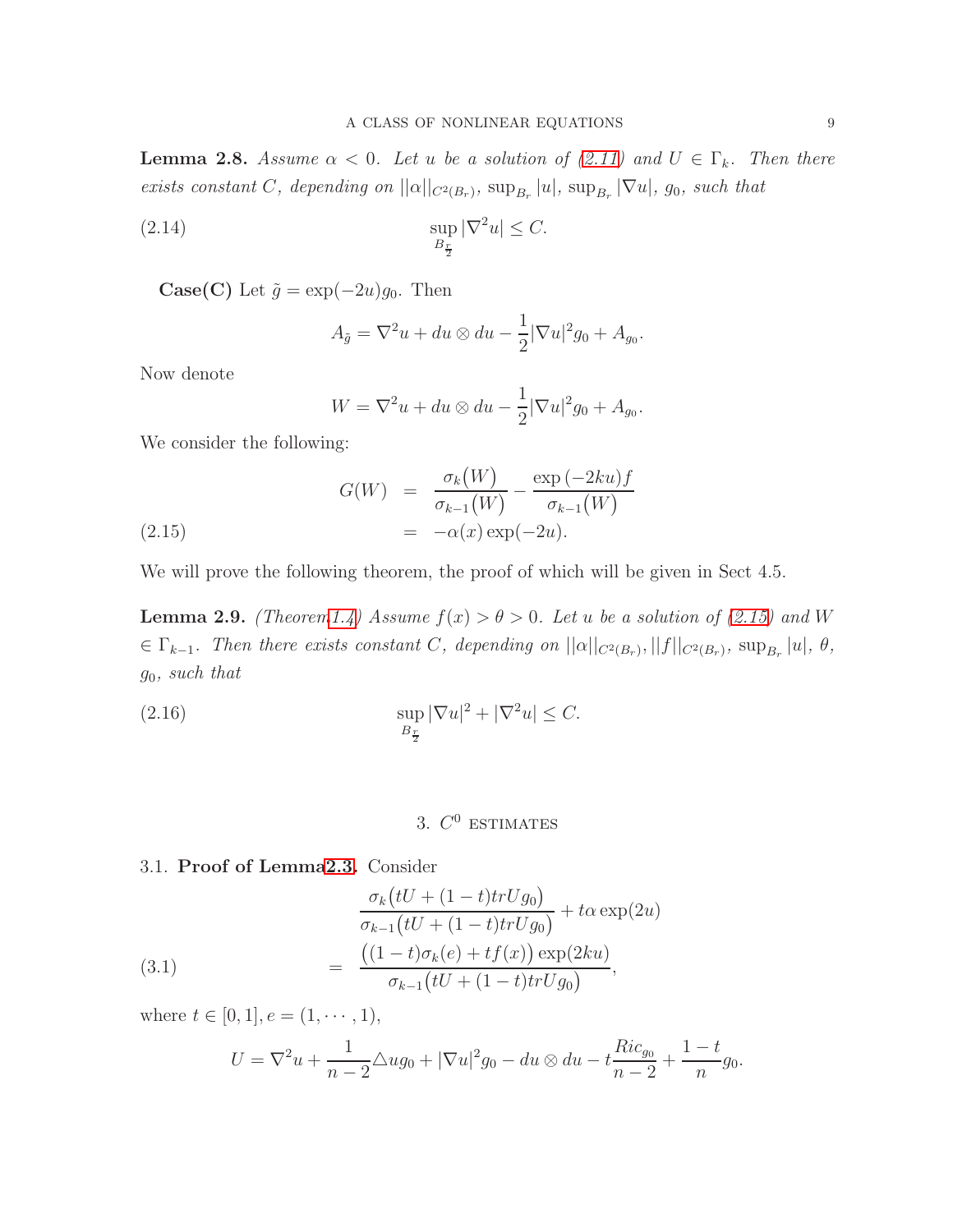**Lemma 2.8.** *Assume $\alpha < 0$. Let $u$ be a solution of (2.11) and $U \in \Gamma_k$. Then there exists constant $C$, depending on $||\alpha||_{C^2(B_r)}$, $\sup_{B_r} |u|$, $\sup_{B_r} |\nabla u|$, $g_0$, such that*

$$\sup_{B_{\frac{r}{2}}} |\nabla^2 u| \leq C. \tag{2.14}$$

**Case(C)** Let $\tilde{g} = \exp(-2u) g_0$. Then

$$A_{\tilde{g}} = \nabla^2 u + du \otimes du - \frac{1}{2}|\nabla u|^2 g_0 + A_{g_0}.$$

Now denote

$$W = \nabla^2 u + du \otimes du - \frac{1}{2}|\nabla u|^2 g_0 + A_{g_0}.$$

We consider the following:

$$\begin{aligned} G(W) &= \frac{\sigma_k(W)}{\sigma_{k-1}(W)} - \frac{\exp(-2ku) f}{\sigma_{k-1}(W)} \\ &= -\alpha(x)\exp(-2u). \end{aligned} \tag{2.15}$$

We will prove the following theorem, the proof of which will be given in Sect 4.5.

**Lemma 2.9.** *(Theorem1.4) Assume $f(x) > \theta > 0$. Let $u$ be a solution of (2.15) and $W \in \Gamma_{k-1}$. Then there exists constant $C$, depending on $||\alpha||_{C^2(B_r)}, ||f||_{C^2(B_r)}$, $\sup_{B_r} |u|$, $\theta$, $g_0$, such that*

$$\sup_{B_{\frac{r}{2}}} |\nabla u|^2 + |\nabla^2 u| \leq C. \tag{2.16}$$

## 3. $C^0$ estimates

### 3.1. Proof of Lemma2.3.

Consider

$$\begin{aligned} &\frac{\sigma_k\big(tU + (1-t)trU g_0\big)}{\sigma_{k-1}\big(tU + (1-t)trU g_0\big)} + t\alpha\exp(2u) \\ = \;& \frac{\big((1-t)\sigma_k(e) + tf(x)\big)\exp(2ku)}{\sigma_{k-1}\big(tU + (1-t)trU g_0\big)}, \end{aligned} \tag{3.1}$$

where $t \in [0,1], e = (1, \cdots, 1)$,

$$U = \nabla^2 u + \frac{1}{n-2}\triangle u g_0 + |\nabla u|^2 g_0 - du \otimes du - t\frac{Ric_{g_0}}{n-2} + \frac{1-t}{n} g_0.$$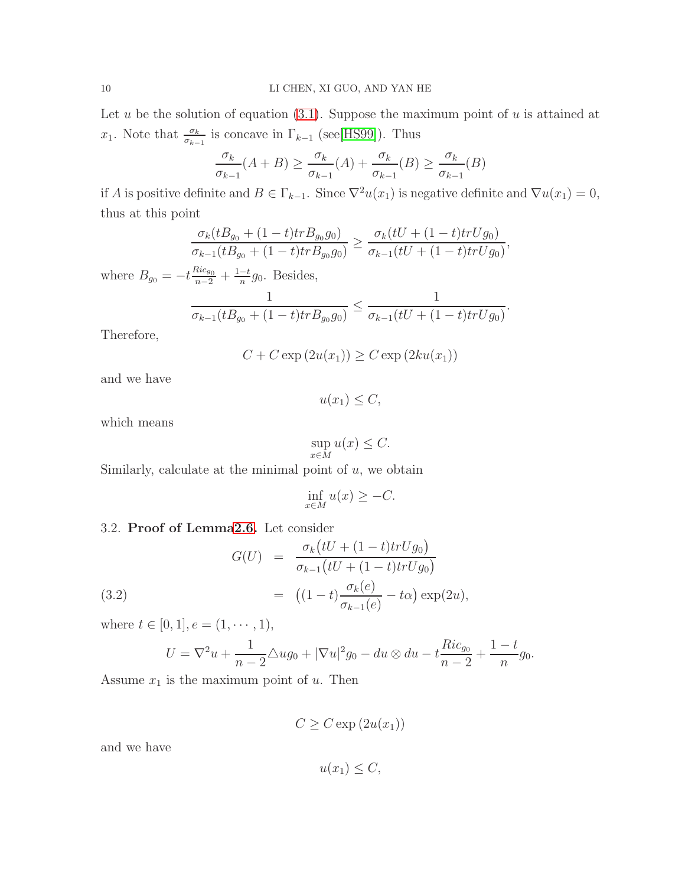Let $u$ be the solution of equation (3.1). Suppose the maximum point of $u$ is attained at $x_1$. Note that $\frac{\sigma_k}{\sigma_{k-1}}$ is concave in $\Gamma_{k-1}$ (see[HS99]). Thus

$$\frac{\sigma_k}{\sigma_{k-1}}(A+B) \geq \frac{\sigma_k}{\sigma_{k-1}}(A) + \frac{\sigma_k}{\sigma_{k-1}}(B) \geq \frac{\sigma_k}{\sigma_{k-1}}(B)$$

if $A$ is positive definite and $B \in \Gamma_{k-1}$. Since $\nabla^2 u(x_1)$ is negative definite and $\nabla u(x_1) = 0$, thus at this point

$$\frac{\sigma_k(tB_{g_0} + (1-t)trB_{g_0}g_0)}{\sigma_{k-1}(tB_{g_0} + (1-t)trB_{g_0}g_0)} \geq \frac{\sigma_k(tU + (1-t)trUg_0)}{\sigma_{k-1}(tU + (1-t)trUg_0)},$$

where $B_{g_0} = -t\frac{Ric_{g_0}}{n-2} + \frac{1-t}{n}g_0$. Besides,

$$\frac{1}{\sigma_{k-1}(tB_{g_0} + (1-t)trB_{g_0}g_0)} \leq \frac{1}{\sigma_{k-1}(tU + (1-t)trUg_0)}.$$

Therefore,

$$C + C\exp\left(2u(x_1)\right) \geq C\exp\left(2ku(x_1)\right)$$

and we have

$$u(x_1) \leq C,$$

which means

$$\sup_{x \in M} u(x) \leq C.$$

Similarly, calculate at the minimal point of $u$, we obtain

$$\inf_{x \in M} u(x) \geq -C.$$

3.2. **Proof of Lemma2.6.** Let consider

$$\begin{aligned} G(U) &= \frac{\sigma_k\big(tU + (1-t)trUg_0\big)}{\sigma_{k-1}\big(tU + (1-t)trUg_0\big)} \\ &= \Big((1-t)\frac{\sigma_k(e)}{\sigma_{k-1}(e)} - t\alpha\Big)\exp(2u), \end{aligned} \tag{3.2}$$

where $t \in [0,1], e = (1, \cdots, 1)$,

$$U = \nabla^2 u + \frac{1}{n-2}\triangle u g_0 + |\nabla u|^2 g_0 - du \otimes du - t\frac{Ric_{g_0}}{n-2} + \frac{1-t}{n}g_0.$$

Assume $x_1$ is the maximum point of $u$. Then

$$C \geq C\exp\left(2u(x_1)\right)$$

and we have

$$u(x_1) \leq C,$$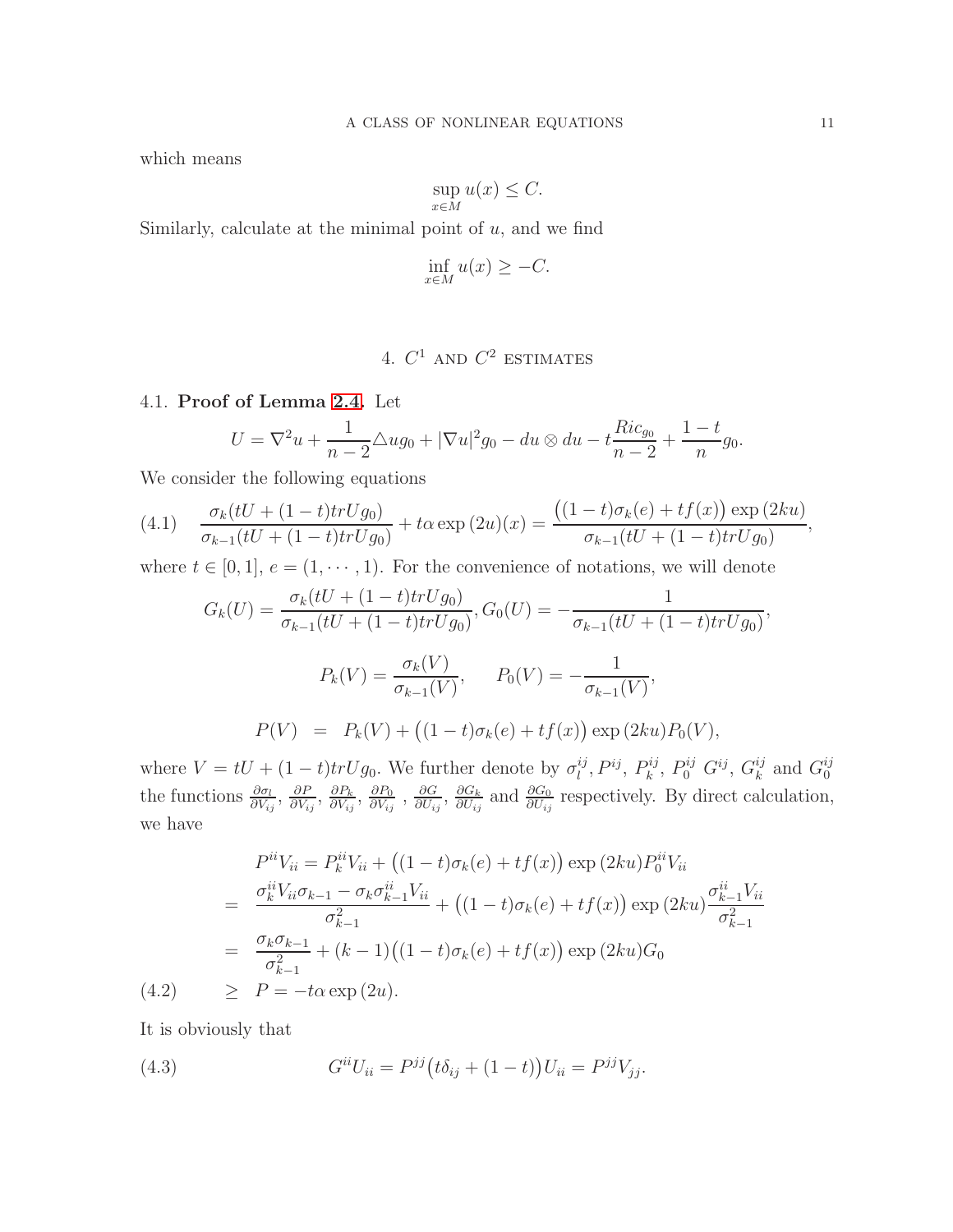which means

$$\sup_{x\in M} u(x) \leq C.$$

Similarly, calculate at the minimal point of $u$, and we find

$$\inf_{x\in M} u(x) \geq -C.$$

## 4. $C^1$ and $C^2$ estimates

### 4.1. **Proof of Lemma 2.4.**

Let

$$U = \nabla^2 u + \frac{1}{n-2}\triangle u g_0 + |\nabla u|^2 g_0 - du \otimes du - t\frac{Ric_{g_0}}{n-2} + \frac{1-t}{n} g_0.$$

We consider the following equations

$$\frac{\sigma_k(tU + (1-t)trUg_0)}{\sigma_{k-1}(tU + (1-t)trUg_0)} + t\alpha \exp{(2u)}(x) = \frac{\big((1-t)\sigma_k(e) + tf(x)\big)\exp{(2ku)}}{\sigma_{k-1}(tU + (1-t)trUg_0)}, \tag{4.1}$$

where $t \in [0,1]$, $e = (1, \cdots, 1)$. For the convenience of notations, we will denote

$$G_k(U) = \frac{\sigma_k(tU + (1-t)trUg_0)}{\sigma_{k-1}(tU + (1-t)trUg_0)}, G_0(U) = -\frac{1}{\sigma_{k-1}(tU + (1-t)trUg_0)},$$

$$P_k(V) = \frac{\sigma_k(V)}{\sigma_{k-1}(V)}, \qquad P_0(V) = -\frac{1}{\sigma_{k-1}(V)},$$

$$P(V) \;\; = \;\; P_k(V) + \big((1-t)\sigma_k(e) + tf(x)\big)\exp{(2ku)}P_0(V),$$

where $V = tU + (1-t)trUg_0$. We further denote by $\sigma_l^{ij}, P^{ij}, P_k^{ij}, P_0^{ij}$ $G^{ij}$, $G_k^{ij}$ and $G_0^{ij}$ the functions $\frac{\partial \sigma_l}{\partial V_{ij}}$, $\frac{\partial P}{\partial V_{ij}}$, $\frac{\partial P_k}{\partial V_{ij}}$, $\frac{\partial P_0}{\partial V_{ij}}$ , $\frac{\partial G}{\partial U_{ij}}$, $\frac{\partial G_k}{\partial U_{ij}}$ and $\frac{\partial G_0}{\partial U_{ij}}$ respectively. By direct calculation, we have

$$\begin{aligned}
& P^{ii}V_{ii} = P_k^{ii}V_{ii} + \big((1-t)\sigma_k(e) + tf(x)\big)\exp{(2ku)}P_0^{ii}V_{ii} \\
= \;\; & \frac{\sigma_k^{ii}V_{ii}\sigma_{k-1} - \sigma_k\sigma_{k-1}^{ii}V_{ii}}{\sigma_{k-1}^2} + \big((1-t)\sigma_k(e) + tf(x)\big)\exp{(2ku)}\frac{\sigma_{k-1}^{ii}V_{ii}}{\sigma_{k-1}^2} \\
= \;\; & \frac{\sigma_k\sigma_{k-1}}{\sigma_{k-1}^2} + (k-1)\big((1-t)\sigma_k(e) + tf(x)\big)\exp{(2ku)}G_0 \\
\geq \;\; & P = -t\alpha\exp{(2u)}.
\end{aligned} \tag{4.2}$$

It is obviously that

$$G^{ii}U_{ii} = P^{jj}\big(t\delta_{ij} + (1-t)\big)U_{ii} = P^{jj}V_{jj}. \tag{4.3}$$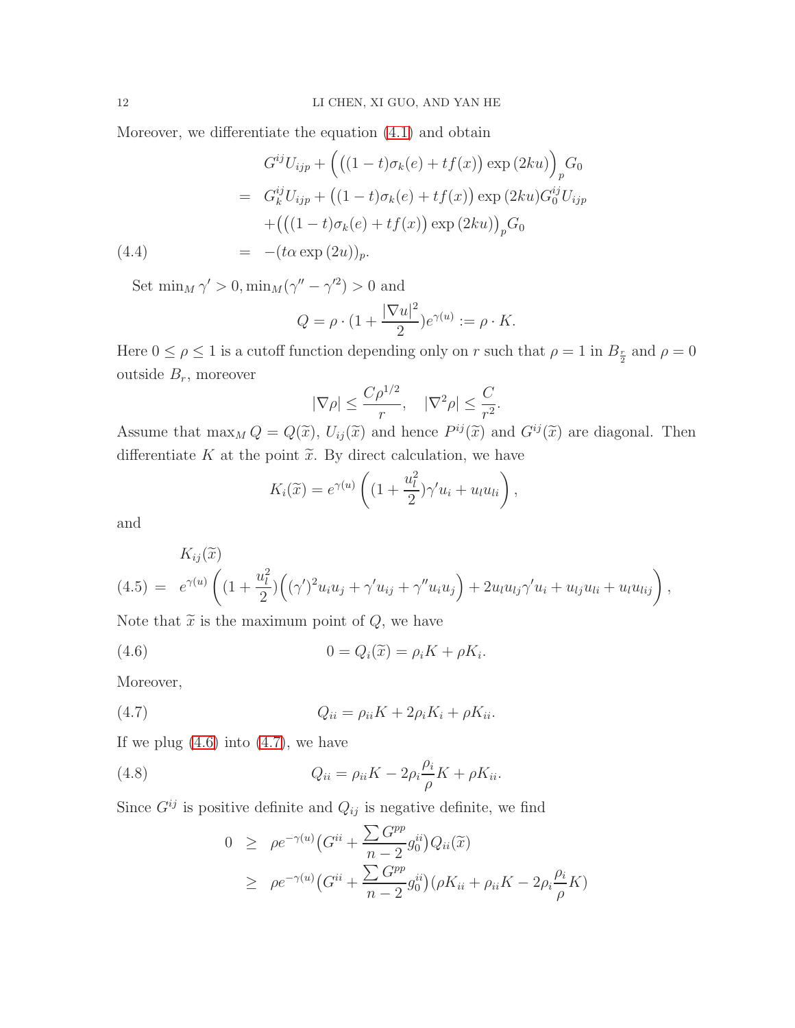Moreover, we differentiate the equation (4.1) and obtain

$$
\begin{aligned}
& G^{ij}U_{ijp} + \Big(\big((1-t)\sigma_k(e) + tf(x)\big)\exp{(2ku)}\Big)_p G_0 \\
= \;& G^{ij}_k U_{ijp} + \big((1-t)\sigma_k(e) + tf(x)\big)\exp{(2ku)} G^{ij}_0 U_{ijp} \\
& + \Big(\big((1-t)\sigma_k(e) + tf(x)\big)\exp{(2ku)}\Big)_p G_0 \\
= \;& -(t\alpha \exp{(2u)})_p. \qquad (4.4)
\end{aligned}
$$

Set $\min_M \gamma' > 0, \min_M(\gamma'' - \gamma'^2) > 0$ and

$$
Q = \rho \cdot (1 + \frac{|\nabla u|^2}{2})e^{\gamma(u)} := \rho \cdot K.
$$

Here $0 \leq \rho \leq 1$ is a cutoff function depending only on $r$ such that $\rho = 1$ in $B_{\frac{r}{2}}$ and $\rho = 0$ outside $B_r$, moreover

$$
|\nabla \rho| \leq \frac{C\rho^{1/2}}{r}, \quad |\nabla^2 \rho| \leq \frac{C}{r^2}.
$$

Assume that $\max_M Q = Q(\widetilde{x})$, $U_{ij}(\widetilde{x})$ and hence $P^{ij}(\widetilde{x})$ and $G^{ij}(\widetilde{x})$ are diagonal. Then differentiate $K$ at the point $\widetilde{x}$. By direct calculation, we have

$$
K_i(\widetilde{x}) = e^{\gamma(u)}\left((1 + \frac{u_l^2}{2})\gamma' u_i + u_l u_{li}\right),
$$

and

$$
\begin{aligned}
& K_{ij}(\widetilde{x}) \\
= \;& e^{\gamma(u)}\left((1 + \frac{u_l^2}{2})\Big((\gamma')^2 u_i u_j + \gamma' u_{ij} + \gamma'' u_i u_j\Big) + 2u_l u_{lj}\gamma' u_i + u_{lj}u_{li} + u_l u_{lij}\right), \qquad (4.5)
\end{aligned}
$$

Note that $\widetilde{x}$ is the maximum point of $Q$, we have

$$
0 = Q_i(\widetilde{x}) = \rho_i K + \rho K_i. \tag{4.6}
$$

Moreover,

$$
Q_{ii} = \rho_{ii}K + 2\rho_i K_i + \rho K_{ii}. \tag{4.7}
$$

If we plug (4.6) into (4.7), we have

$$
Q_{ii} = \rho_{ii}K - 2\rho_i \frac{\rho_i}{\rho}K + \rho K_{ii}. \tag{4.8}
$$

Since $G^{ij}$ is positive definite and $Q_{ij}$ is negative definite, we find

$$
\begin{aligned}
0 \;\geq\; & \rho e^{-\gamma(u)}\big(G^{ii} + \frac{\sum G^{pp}}{n-2}g^{ii}_0\big)Q_{ii}(\widetilde{x}) \\
\geq\; & \rho e^{-\gamma(u)}\big(G^{ii} + \frac{\sum G^{pp}}{n-2}g^{ii}_0\big)(\rho K_{ii} + \rho_{ii}K - 2\rho_i \frac{\rho_i}{\rho}K)
\end{aligned}
$$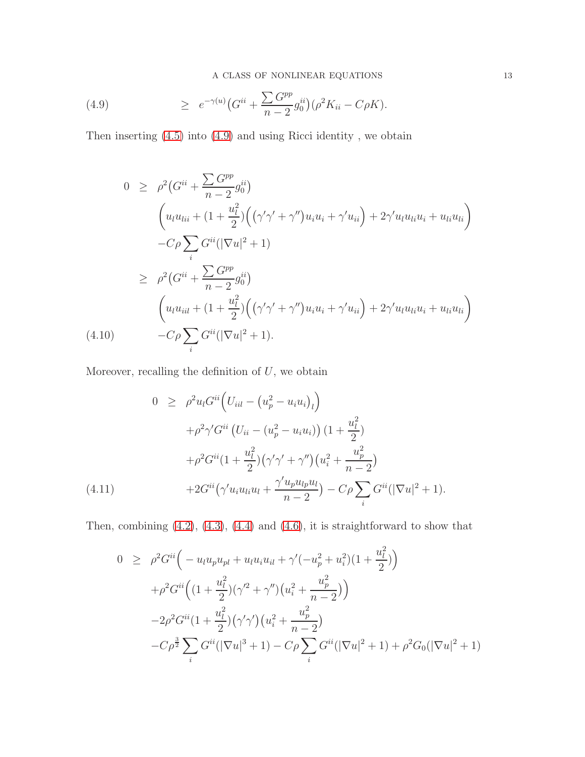$$
\geq \;\; e^{-\gamma(u)}\big(G^{ii} + \frac{\sum G^{pp}}{n-2} g_0^{ii}\big)(\rho^2 K_{ii} - C\rho K). \tag{4.9}
$$

Then inserting (4.5) into (4.9) and using Ricci identity , we obtain

$$
\begin{aligned}
0 \;\; \geq & \;\; \rho^2 \big(G^{ii} + \frac{\sum G^{pp}}{n-2} g_0^{ii}\big) \\
& \Big(u_l u_{lii} + (1+\frac{u_l^2}{2})\Big(\big(\gamma'\gamma' + \gamma''\big)u_i u_i + \gamma' u_{ii}\Big) + 2\gamma' u_l u_{li} u_i + u_{li} u_{li}\Big) \\
& - C\rho \sum_i G^{ii}(|\nabla u|^2 + 1) \\
\geq & \;\; \rho^2 \big(G^{ii} + \frac{\sum G^{pp}}{n-2} g_0^{ii}\big) \\
& \Big(u_l u_{iil} + (1+\frac{u_l^2}{2})\Big(\big(\gamma'\gamma' + \gamma''\big)u_i u_i + \gamma' u_{ii}\Big) + 2\gamma' u_l u_{li} u_i + u_{li} u_{li}\Big) \\
& - C\rho \sum_i G^{ii}(|\nabla u|^2 + 1).
\end{aligned} \tag{4.10}
$$

Moreover, recalling the definition of $U$, we obtain

$$
\begin{aligned}
0 \;\; \geq & \;\; \rho^2 u_l G^{ii}\Big(U_{iil} - \big(u_p^2 - u_i u_i\big)_l\Big) \\
& + \rho^2 \gamma' G^{ii}\left(U_{ii} - \big(u_p^2 - u_i u_i\big)\right)(1+\frac{u_l^2}{2}) \\
& + \rho^2 G^{ii}(1+\frac{u_l^2}{2})\big(\gamma'\gamma' + \gamma''\big)\big(u_i^2 + \frac{u_p^2}{n-2}\big) \\
& + 2G^{ii}\big(\gamma' u_i u_{li} u_l + \frac{\gamma' u_p u_{lp} u_l}{n-2}\big) - C\rho \sum_i G^{ii}(|\nabla u|^2 + 1).
\end{aligned} \tag{4.11}
$$

Then, combining (4.2), (4.3), (4.4) and (4.6), it is straightforward to show that

$$
\begin{aligned}
0 \;\; \geq & \;\; \rho^2 G^{ii}\Big(-u_l u_p u_{pl} + u_l u_i u_{il} + \gamma'(-u_p^2 + u_i^2)(1+\frac{u_l^2}{2})\Big) \\
& + \rho^2 G^{ii}\Big((1+\frac{u_l^2}{2})(\gamma'^2 + \gamma'')\big(u_i^2 + \frac{u_p^2}{n-2}\big)\Big) \\
& - 2\rho^2 G^{ii}(1+\frac{u_l^2}{2})\big(\gamma'\gamma'\big)\big(u_i^2 + \frac{u_p^2}{n-2}\big) \\
& - C\rho^{\frac{3}{2}} \sum_i G^{ii}(|\nabla u|^3 + 1) - C\rho \sum_i G^{ii}(|\nabla u|^2 + 1) + \rho^2 G_0(|\nabla u|^2 + 1)
\end{aligned}
$$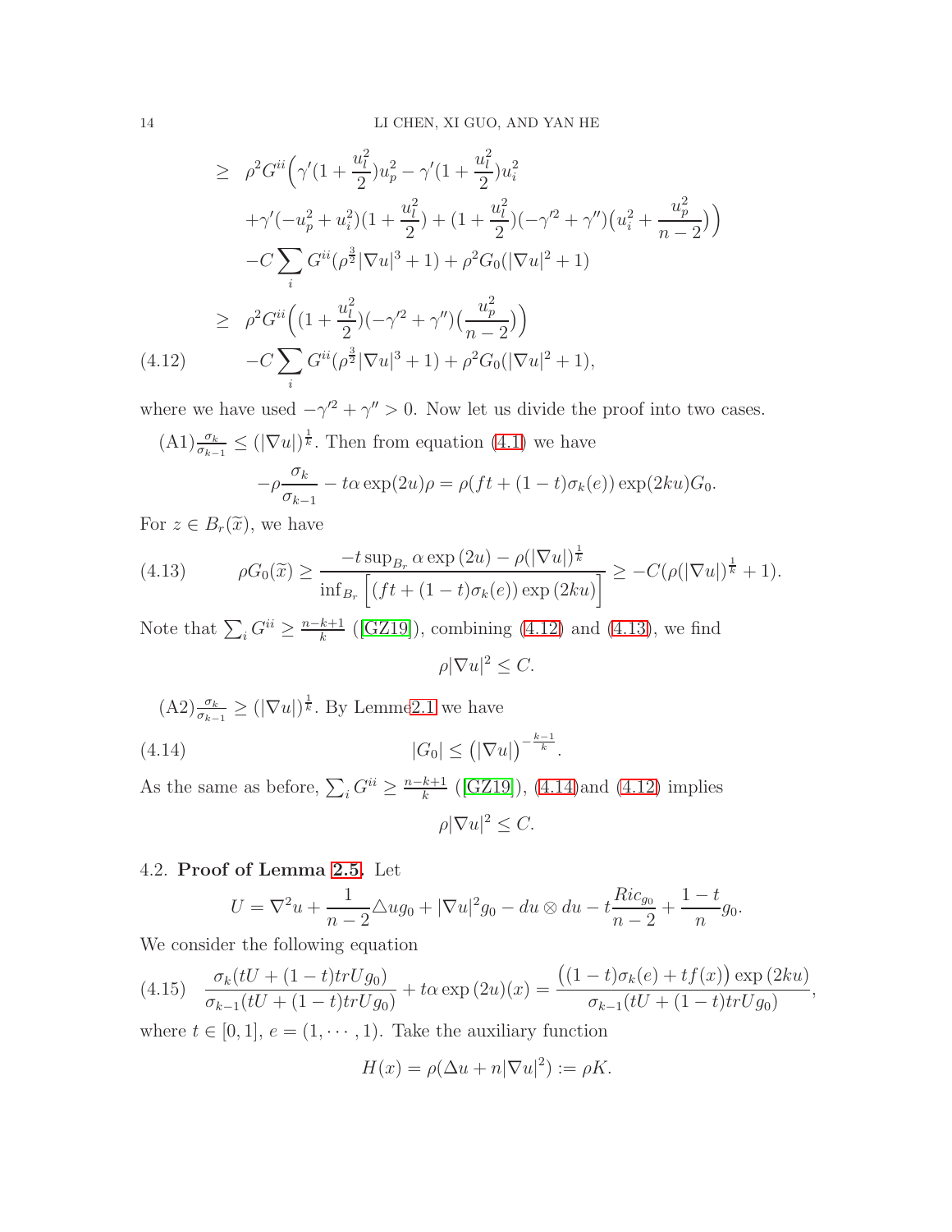$$
\begin{aligned}
&\geq \rho^2 G^{ii}\Big(\gamma'(1+\frac{u_l^2}{2})u_p^2 - \gamma'(1+\frac{u_l^2}{2})u_i^2 \\
&\quad +\gamma'(-u_p^2+u_i^2)(1+\frac{u_l^2}{2}) + (1+\frac{u_l^2}{2})(-\gamma'^2+\gamma'')\big(u_i^2+\frac{u_p^2}{n-2}\big)\Big) \\
&\quad -C\sum_i G^{ii}(\rho^{\frac{3}{2}}|\nabla u|^3+1) + \rho^2 G_0(|\nabla u|^2+1) \\
&\geq \rho^2 G^{ii}\Big((1+\frac{u_l^2}{2})(-\gamma'^2+\gamma'')\big(\frac{u_p^2}{n-2}\big)\Big) \\
&\quad -C\sum_i G^{ii}(\rho^{\frac{3}{2}}|\nabla u|^3+1) + \rho^2 G_0(|\nabla u|^2+1),
\end{aligned}
\tag{4.12}
$$

where we have used $-\gamma'^2+\gamma''>0$. Now let us divide the proof into two cases.

(A1) $\frac{\sigma_k}{\sigma_{k-1}} \leq (|\nabla u|)^{\frac{1}{k}}$. Then from equation (4.1) we have

$$
-\rho\frac{\sigma_k}{\sigma_{k-1}} - t\alpha\exp(2u)\rho = \rho(ft+(1-t)\sigma_k(e))\exp(2ku)G_0.
$$

For $z \in B_r(\widetilde{x})$, we have

$$
\rho G_0(\widetilde{x}) \geq \frac{-t\sup_{B_r}\alpha\exp(2u) - \rho(|\nabla u|)^{\frac{1}{k}}}{\inf_{B_r}\Big[(ft+(1-t)\sigma_k(e))\exp(2ku)\Big]} \geq -C(\rho(|\nabla u|)^{\frac{1}{k}}+1).
\tag{4.13}
$$

Note that $\sum_i G^{ii} \geq \frac{n-k+1}{k}$ ([GZ19]), combining (4.12) and (4.13), we find

$$
\rho|\nabla u|^2 \leq C.
$$

(A2) $\frac{\sigma_k}{\sigma_{k-1}} \geq (|\nabla u|)^{\frac{1}{k}}$. By Lemme2.1 we have

$$
|G_0| \leq \big(|\nabla u|\big)^{-\frac{k-1}{k}}.
\tag{4.14}
$$

As the same as before, $\sum_i G^{ii} \geq \frac{n-k+1}{k}$ ([GZ19]), (4.14)and (4.12) implies

$$
\rho|\nabla u|^2 \leq C.
$$

## 4.2. Proof of Lemma 2.5.

Let

$$
U = \nabla^2 u + \frac{1}{n-2}\triangle u g_0 + |\nabla u|^2 g_0 - du\otimes du - t\frac{Ric_{g_0}}{n-2} + \frac{1-t}{n}g_0.
$$

We consider the following equation

$$
\frac{\sigma_k(tU+(1-t)trUg_0)}{\sigma_{k-1}(tU+(1-t)trUg_0)} + t\alpha\exp(2u)(x) = \frac{\big((1-t)\sigma_k(e)+tf(x)\big)\exp(2ku)}{\sigma_{k-1}(tU+(1-t)trUg_0)},
\tag{4.15}
$$

where $t\in[0,1]$, $e=(1,\cdots,1)$. Take the auxiliary function

$$
H(x) = \rho(\Delta u + n|\nabla u|^2) := \rho K.
$$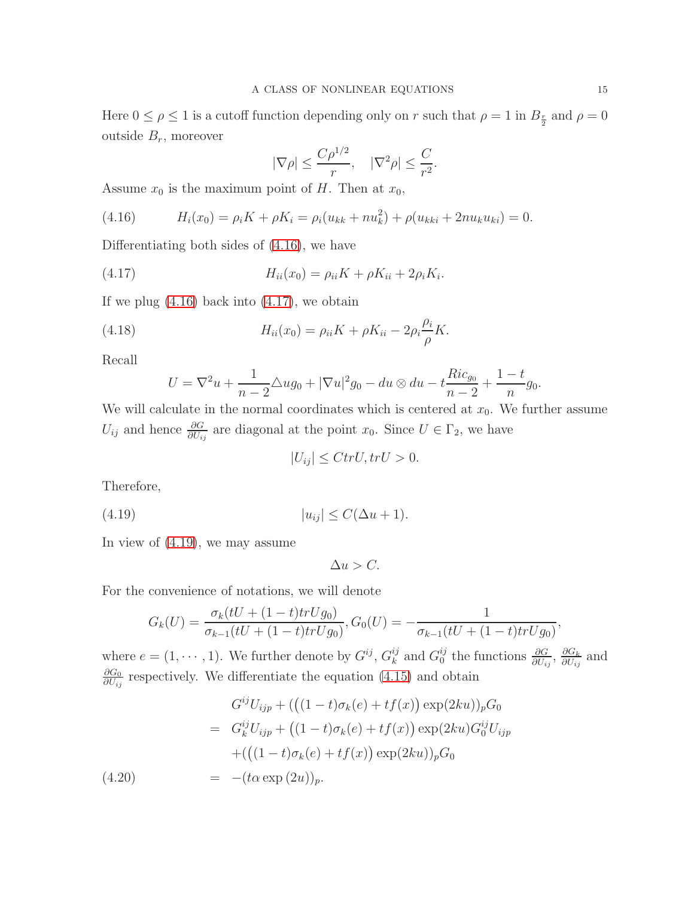Here $0 \le \rho \le 1$ is a cutoff function depending only on $r$ such that $\rho = 1$ in $B_{\frac{r}{2}}$ and $\rho = 0$ outside $B_r$, moreover

$$|\nabla \rho| \le \frac{C\rho^{1/2}}{r}, \quad |\nabla^2 \rho| \le \frac{C}{r^2}.$$

Assume $x_0$ is the maximum point of $H$. Then at $x_0$,

$$H_i(x_0) = \rho_i K + \rho K_i = \rho_i(u_{kk} + nu_k^2) + \rho(u_{kki} + 2nu_k u_{ki}) = 0. \tag{4.16}$$

Differentiating both sides of (4.16), we have

$$H_{ii}(x_0) = \rho_{ii} K + \rho K_{ii} + 2\rho_i K_i. \tag{4.17}$$

If we plug (4.16) back into (4.17), we obtain

$$H_{ii}(x_0) = \rho_{ii} K + \rho K_{ii} - 2\rho_i \frac{\rho_i}{\rho} K. \tag{4.18}$$

Recall

$$U = \nabla^2 u + \frac{1}{n-2} \triangle u g_0 + |\nabla u|^2 g_0 - du \otimes du - t\frac{Ric_{g_0}}{n-2} + \frac{1-t}{n} g_0.$$

We will calculate in the normal coordinates which is centered at $x_0$. We further assume $U_{ij}$ and hence $\frac{\partial G}{\partial U_{ij}}$ are diagonal at the point $x_0$. Since $U \in \Gamma_2$, we have

$$|U_{ij}| \le C trU, trU > 0.$$

Therefore,

$$|u_{ij}| \le C(\Delta u + 1). \tag{4.19}$$

In view of (4.19), we may assume

$$\Delta u > C.$$

For the convenience of notations, we will denote

$$G_k(U) = \frac{\sigma_k(tU + (1-t)trUg_0)}{\sigma_{k-1}(tU + (1-t)trUg_0)}, G_0(U) = -\frac{1}{\sigma_{k-1}(tU + (1-t)trUg_0)},$$

where $e = (1, \cdots, 1)$. We further denote by $G^{ij}$, $G_k^{ij}$ and $G_0^{ij}$ the functions $\frac{\partial G}{\partial U_{ij}}$, $\frac{\partial G_k}{\partial U_{ij}}$ and $\frac{\partial G_0}{\partial U_{ij}}$ respectively. We differentiate the equation (4.15) and obtain

$$\begin{aligned}
& G^{ij} U_{ijp} + (\big((1-t)\sigma_k(e) + tf(x)\big)\exp(2ku))_p G_0 \\
= \;& G_k^{ij} U_{ijp} + \big((1-t)\sigma_k(e) + tf(x)\big)\exp(2ku) G_0^{ij} U_{ijp} \\
& + (\big((1-t)\sigma_k(e) + tf(x)\big)\exp(2ku))_p G_0 \\
= \;& -(t\alpha \exp{(2u)})_p.
\end{aligned} \tag{4.20}$$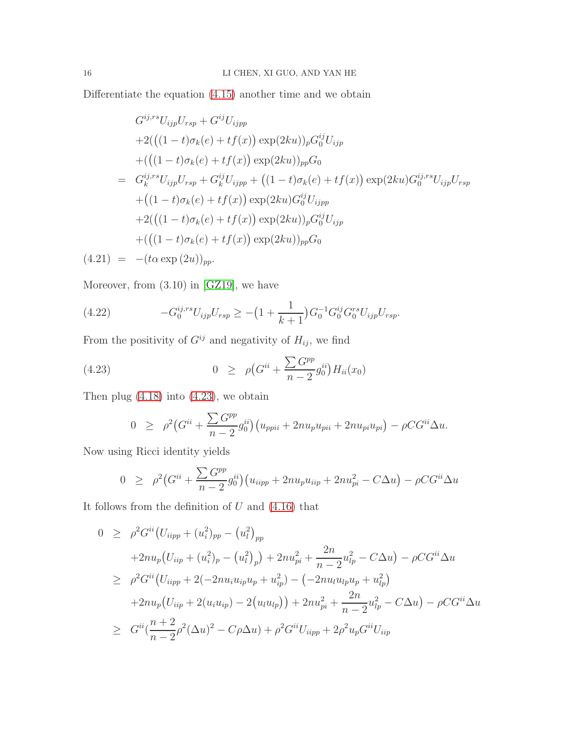Differentiate the equation (4.15) another time and we obtain

$$
\begin{aligned}
& G^{ij,rs}U_{ijp}U_{rsp} + G^{ij}U_{ijpp} \\
& +2\big(\big((1-t)\sigma_k(e) + tf(x)\big)\exp(2ku)\big)_p G_0^{ij}U_{ijp} \\
& +\big(\big((1-t)\sigma_k(e) + tf(x)\big)\exp(2ku)\big)_{pp} G_0 \\
= \;& G_k^{ij,rs}U_{ijp}U_{rsp} + G_k^{ij}U_{ijpp} + \big((1-t)\sigma_k(e) + tf(x)\big)\exp(2ku)G_0^{ij,rs}U_{ijp}U_{rsp} \\
& +\big((1-t)\sigma_k(e) + tf(x)\big)\exp(2ku)G_0^{ij}U_{ijpp} \\
& +2\big(\big((1-t)\sigma_k(e) + tf(x)\big)\exp(2ku)\big)_p G_0^{ij}U_{ijp} \\
& +\big(\big((1-t)\sigma_k(e) + tf(x)\big)\exp(2ku)\big)_{pp} G_0 \\
= \;& -(t\alpha\exp(2u))_{pp}. \qquad (4.21)
\end{aligned}
$$

Moreover, from (3.10) in [GZ19], we have

$$
-G_0^{ij,rs}U_{ijp}U_{rsp} \geq -\big(1 + \frac{1}{k+1}\big)G_0^{-1}G_0^{ij}G_0^{rs}U_{ijp}U_{rsp}. \qquad (4.22)
$$

From the positivity of $G^{ij}$ and negativity of $H_{ij}$, we find

$$
0 \;\geq\; \rho\big(G^{ii} + \frac{\sum G^{pp}}{n-2}g_0^{ii}\big)H_{ii}(x_0) \qquad (4.23)
$$

Then plug (4.18) into (4.23), we obtain

$$
0 \;\geq\; \rho^2\big(G^{ii} + \frac{\sum G^{pp}}{n-2}g_0^{ii}\big)\big(u_{ppii} + 2nu_pu_{pii} + 2nu_{pi}u_{pi}\big) - \rho CG^{ii}\Delta u.
$$

Now using Ricci identity yields

$$
0 \;\geq\; \rho^2\big(G^{ii} + \frac{\sum G^{pp}}{n-2}g_0^{ii}\big)\big(u_{iipp} + 2nu_pu_{iip} + 2nu_{pi}^2 - C\Delta u\big) - \rho CG^{ii}\Delta u
$$

It follows from the definition of $U$ and (4.16) that

$$
\begin{aligned}
0 \;\geq\; & \rho^2G^{ii}\big(U_{iipp} + (u_i^2)_{pp} - \big(u_l^2\big)_{pp} \\
& +2nu_p\big(U_{iip} + (u_i^2)_p - \big(u_l^2\big)_p\big) + 2nu_{pi}^2 + \frac{2n}{n-2}u_{lp}^2 - C\Delta u\big) - \rho CG^{ii}\Delta u \\
\geq\; & \rho^2G^{ii}\big(U_{iipp} + 2(-2nu_iu_{ip}u_p + u_{ip}^2) - \big(-2nu_lu_{lp}u_p + u_{lp}^2\big) \\
& +2nu_p\big(U_{iip} + 2(u_iu_{ip}) - 2\big(u_lu_{lp}\big)\big) + 2nu_{pi}^2 + \frac{2n}{n-2}u_{lp}^2 - C\Delta u\big) - \rho CG^{ii}\Delta u \\
\geq\; & G^{ii}\big(\frac{n+2}{n-2}\rho^2(\Delta u)^2 - C\rho\Delta u\big) + \rho^2G^{ii}U_{iipp} + 2\rho^2u_pG^{ii}U_{iip}
\end{aligned}
$$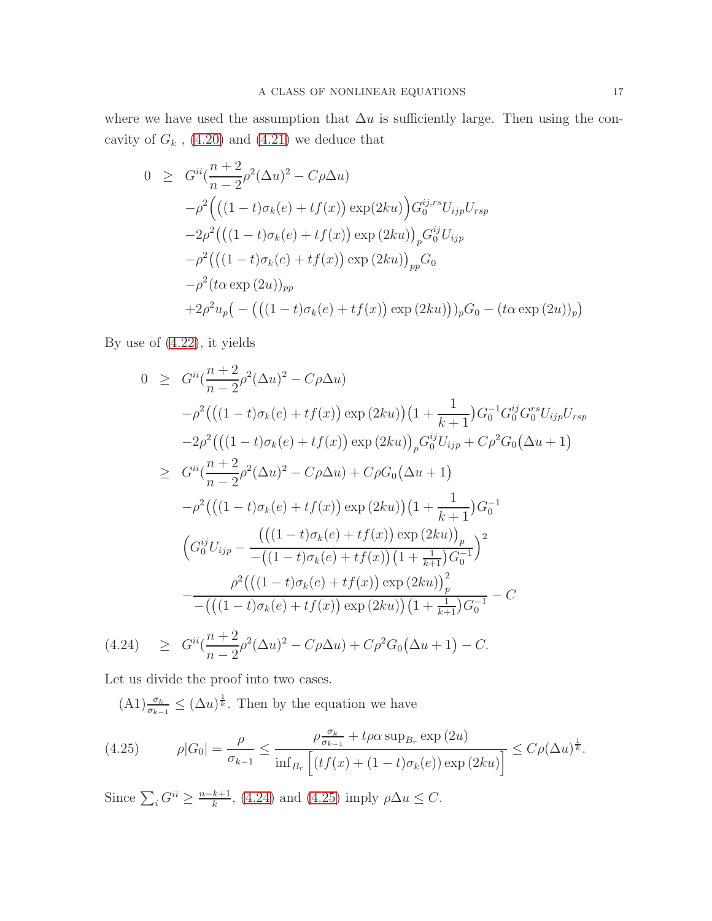where we have used the assumption that $\Delta u$ is sufficiently large. Then using the concavity of $G_k$ , (4.20) and (4.21) we deduce that

$$
\begin{aligned}
0 \ \geq \ & G^{ii}\big(\frac{n+2}{n-2}\rho^2(\Delta u)^2 - C\rho\Delta u\big) \\
& -\rho^2\Big(\big((1-t)\sigma_k(e) + tf(x)\big)\exp(2ku)\Big)G_0^{ij,rs}U_{ijp}U_{rsp} \\
& -2\rho^2\big(\big((1-t)\sigma_k(e) + tf(x)\big)\exp(2ku)\big)_p G_0^{ij}U_{ijp} \\
& -\rho^2\big(\big((1-t)\sigma_k(e) + tf(x)\big)\exp(2ku)\big)_{pp}G_0 \\
& -\rho^2(t\alpha\exp(2u))_{pp} \\
& +2\rho^2 u_p\big(-\big(\big((1-t)\sigma_k(e) + tf(x)\big)\exp(2ku)\big)\big)_p G_0 - (t\alpha\exp(2u))_p\big)
\end{aligned}
$$

By use of (4.22), it yields

$$
\begin{aligned}
0 \ \geq \ & G^{ii}\big(\frac{n+2}{n-2}\rho^2(\Delta u)^2 - C\rho\Delta u\big) \\
& -\rho^2\big(\big((1-t)\sigma_k(e) + tf(x)\big)\exp(2ku)\big)\big(1+\frac{1}{k+1}\big)G_0^{-1}G_0^{ij}G_0^{rs}U_{ijp}U_{rsp} \\
& -2\rho^2\big(\big((1-t)\sigma_k(e) + tf(x)\big)\exp(2ku)\big)_p G_0^{ij}U_{ijp} + C\rho^2 G_0\big(\Delta u + 1\big) \\
\geq \ & G^{ii}\big(\frac{n+2}{n-2}\rho^2(\Delta u)^2 - C\rho\Delta u\big) + C\rho G_0\big(\Delta u + 1\big) \\
& -\rho^2\big(\big((1-t)\sigma_k(e) + tf(x)\big)\exp(2ku)\big)\big(1+\frac{1}{k+1}\big)G_0^{-1} \\
& \Big(G_0^{ij}U_{ijp} - \frac{\big(\big((1-t)\sigma_k(e) + tf(x)\big)\exp(2ku)\big)_p}{-\big((1-t)\sigma_k(e) + tf(x)\big)\big(1+\frac{1}{k+1}\big)G_0^{-1}}\Big)^2 \\
& -\frac{\rho^2\big(\big((1-t)\sigma_k(e) + tf(x)\big)\exp(2ku)\big)_p^2}{-\big(\big((1-t)\sigma_k(e) + tf(x)\big)\exp(2ku)\big)\big(1+\frac{1}{k+1}\big)G_0^{-1}} - C
\end{aligned}
$$

$$
\geq \ G^{ii}\big(\frac{n+2}{n-2}\rho^2(\Delta u)^2 - C\rho\Delta u\big) + C\rho^2 G_0\big(\Delta u + 1\big) - C. \tag{4.24}
$$

Let us divide the proof into two cases.

(A1) $\frac{\sigma_k}{\sigma_{k-1}} \leq (\Delta u)^{\frac{1}{k}}$. Then by the equation we have

$$
\rho|G_0| = \frac{\rho}{\sigma_{k-1}} \leq \frac{\rho\frac{\sigma_k}{\sigma_{k-1}} + t\rho\alpha\sup_{B_r}\exp(2u)}{\inf_{B_r}\Big[\big(tf(x) + (1-t)\sigma_k(e)\big)\exp(2ku)\Big]} \leq C\rho(\Delta u)^{\frac{1}{k}}. \tag{4.25}
$$

Since $\sum_i G^{ii} \geq \frac{n-k+1}{k}$, (4.24) and (4.25) imply $\rho\Delta u \leq C$.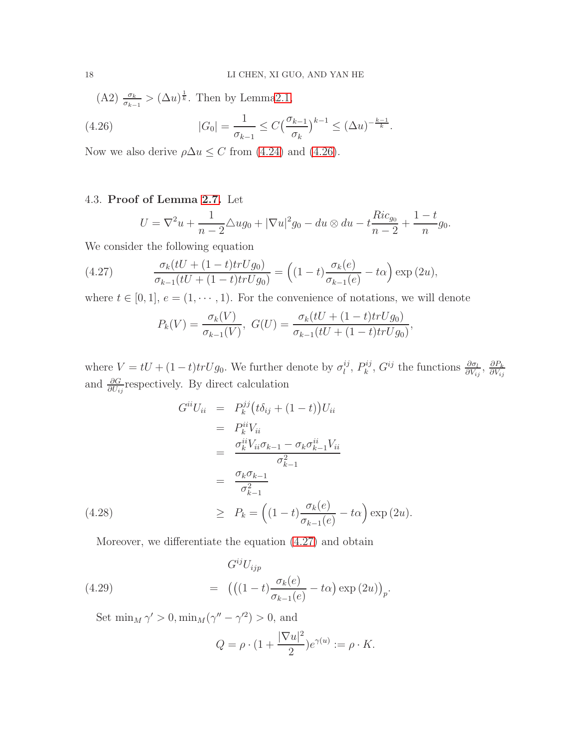(A2) $\frac{\sigma_k}{\sigma_{k-1}} > (\Delta u)^{\frac{1}{k}}$. Then by Lemma2.1,

$$|G_0| = \frac{1}{\sigma_{k-1}} \leq C\big(\frac{\sigma_{k-1}}{\sigma_k}\big)^{k-1} \leq (\Delta u)^{-\frac{k-1}{k}}. \tag{4.26}$$

Now we also derive $\rho \Delta u \leq C$ from (4.24) and (4.26).

## 4.3. **Proof of Lemma 2.7.**

Let

$$U = \nabla^2 u + \frac{1}{n-2}\triangle u g_0 + |\nabla u|^2 g_0 - du \otimes du - t\frac{Ric_{g_0}}{n-2} + \frac{1-t}{n}g_0.$$

We consider the following equation

$$\frac{\sigma_k(tU + (1-t)trUg_0)}{\sigma_{k-1}(tU + (1-t)trUg_0)} = \Big((1-t)\frac{\sigma_k(e)}{\sigma_{k-1}(e)} - t\alpha\Big)\exp(2u), \tag{4.27}$$

where $t \in [0,1]$, $e = (1, \cdots, 1)$. For the convenience of notations, we will denote

$$P_k(V) = \frac{\sigma_k(V)}{\sigma_{k-1}(V)},\ G(U) = \frac{\sigma_k(tU + (1-t)trUg_0)}{\sigma_{k-1}(tU + (1-t)trUg_0)},$$

where $V = tU + (1-t)trUg_0$. We further denote by $\sigma_l^{ij}$, $P_k^{ij}$, $G^{ij}$ the functions $\frac{\partial \sigma_l}{\partial V_{ij}}$, $\frac{\partial P_k}{\partial V_{ij}}$ and $\frac{\partial G}{\partial U_{ij}}$respectively. By direct calculation

$$\begin{aligned}
G^{ii}U_{ii} &= P_k^{jj}\big(t\delta_{ij} + (1-t)\big)U_{ii} \\
&= P_k^{ii}V_{ii} \\
&= \frac{\sigma_k^{ii}V_{ii}\sigma_{k-1} - \sigma_k\sigma_{k-1}^{ii}V_{ii}}{\sigma_{k-1}^2} \\
&= \frac{\sigma_k\sigma_{k-1}}{\sigma_{k-1}^2} \\
&\geq P_k = \Big((1-t)\frac{\sigma_k(e)}{\sigma_{k-1}(e)} - t\alpha\Big)\exp(2u).
\end{aligned} \tag{4.28}$$

Moreover, we differentiate the equation (4.27) and obtain

$$\begin{aligned}
&G^{ij}U_{ijp} \\
&= \Big(\Big((1-t)\frac{\sigma_k(e)}{\sigma_{k-1}(e)} - t\alpha\Big)\exp(2u)\Big)_p.
\end{aligned} \tag{4.29}$$

Set $\min_M \gamma' > 0, \min_M(\gamma'' - \gamma'^2) > 0$, and

$$Q = \rho \cdot (1 + \frac{|\nabla u|^2}{2})e^{\gamma(u)} := \rho \cdot K.$$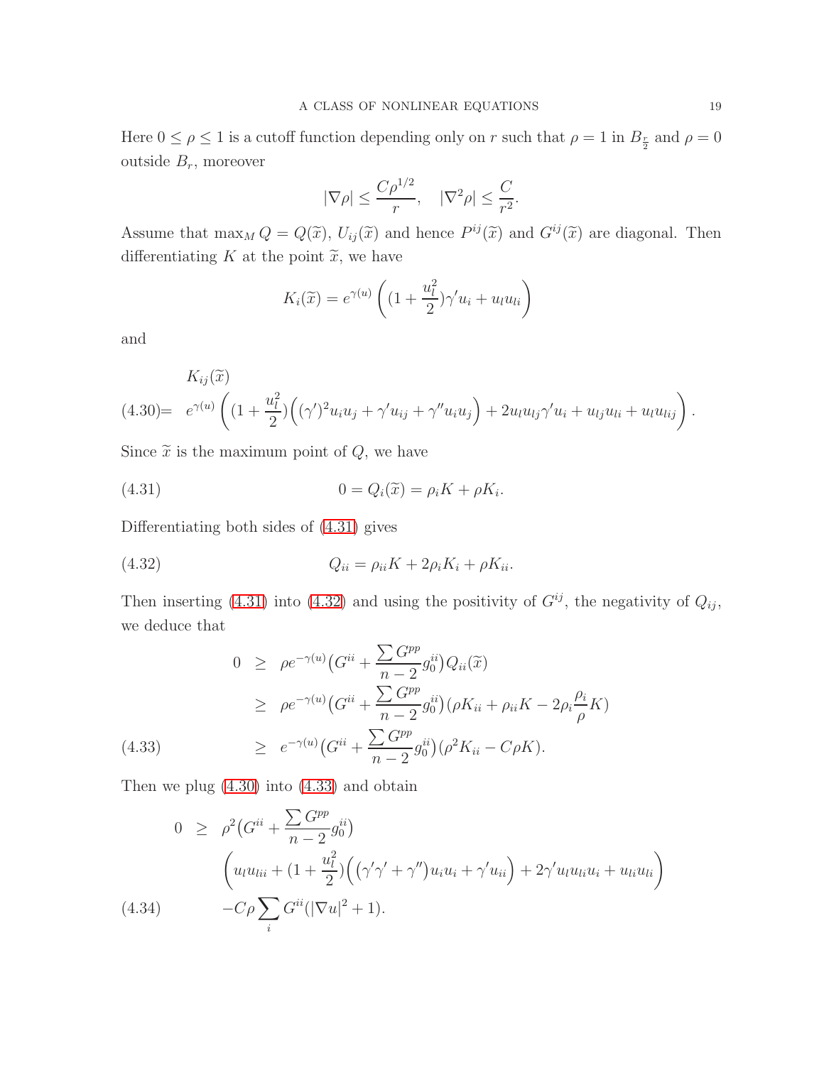Here $0 \leq \rho \leq 1$ is a cutoff function depending only on $r$ such that $\rho = 1$ in $B_{\frac{r}{2}}$ and $\rho = 0$ outside $B_r$, moreover

$$|\nabla \rho| \leq \frac{C\rho^{1/2}}{r}, \quad |\nabla^2 \rho| \leq \frac{C}{r^2}.$$

Assume that $\max_M Q = Q(\widetilde{x})$, $U_{ij}(\widetilde{x})$ and hence $P^{ij}(\widetilde{x})$ and $G^{ij}(\widetilde{x})$ are diagonal. Then differentiating $K$ at the point $\widetilde{x}$, we have

$$K_i(\widetilde{x}) = e^{\gamma(u)}\left((1+\frac{u_l^2}{2})\gamma' u_i + u_l u_{li}\right)$$

and

$$\begin{aligned}
&K_{ij}(\widetilde{x}) \\
=\ & e^{\gamma(u)}\left((1+\frac{u_l^2}{2})\Big((\gamma')^2 u_i u_j + \gamma' u_{ij} + \gamma'' u_i u_j\Big) + 2u_l u_{lj}\gamma' u_i + u_{lj}u_{li} + u_l u_{lij}\right).
\end{aligned} \tag{4.30}$$

Since $\widetilde{x}$ is the maximum point of $Q$, we have

$$0 = Q_i(\widetilde{x}) = \rho_i K + \rho K_i. \tag{4.31}$$

Differentiating both sides of (4.31) gives

$$Q_{ii} = \rho_{ii} K + 2\rho_i K_i + \rho K_{ii}. \tag{4.32}$$

Then inserting (4.31) into (4.32) and using the positivity of $G^{ij}$, the negativity of $Q_{ij}$, we deduce that

$$\begin{aligned}
0 &\geq \rho e^{-\gamma(u)}\big(G^{ii} + \frac{\sum G^{pp}}{n-2} g_0^{ii}\big) Q_{ii}(\widetilde{x}) \\
&\geq \rho e^{-\gamma(u)}\big(G^{ii} + \frac{\sum G^{pp}}{n-2} g_0^{ii}\big)(\rho K_{ii} + \rho_{ii} K - 2\rho_i \frac{\rho_i}{\rho} K) \\
&\geq e^{-\gamma(u)}\big(G^{ii} + \frac{\sum G^{pp}}{n-2} g_0^{ii}\big)(\rho^2 K_{ii} - C\rho K).
\end{aligned} \tag{4.33}$$

Then we plug (4.30) into (4.33) and obtain

$$\begin{aligned}
0 \geq\ & \rho^2\big(G^{ii} + \frac{\sum G^{pp}}{n-2} g_0^{ii}\big) \\
& \left(u_l u_{lii} + (1+\frac{u_l^2}{2})\Big((\gamma'\gamma' + \gamma'')u_i u_i + \gamma' u_{ii}\Big) + 2\gamma' u_l u_{li} u_i + u_{li} u_{li}\right) \\
& - C\rho \sum_i G^{ii}(|\nabla u|^2 + 1).
\end{aligned} \tag{4.34}$$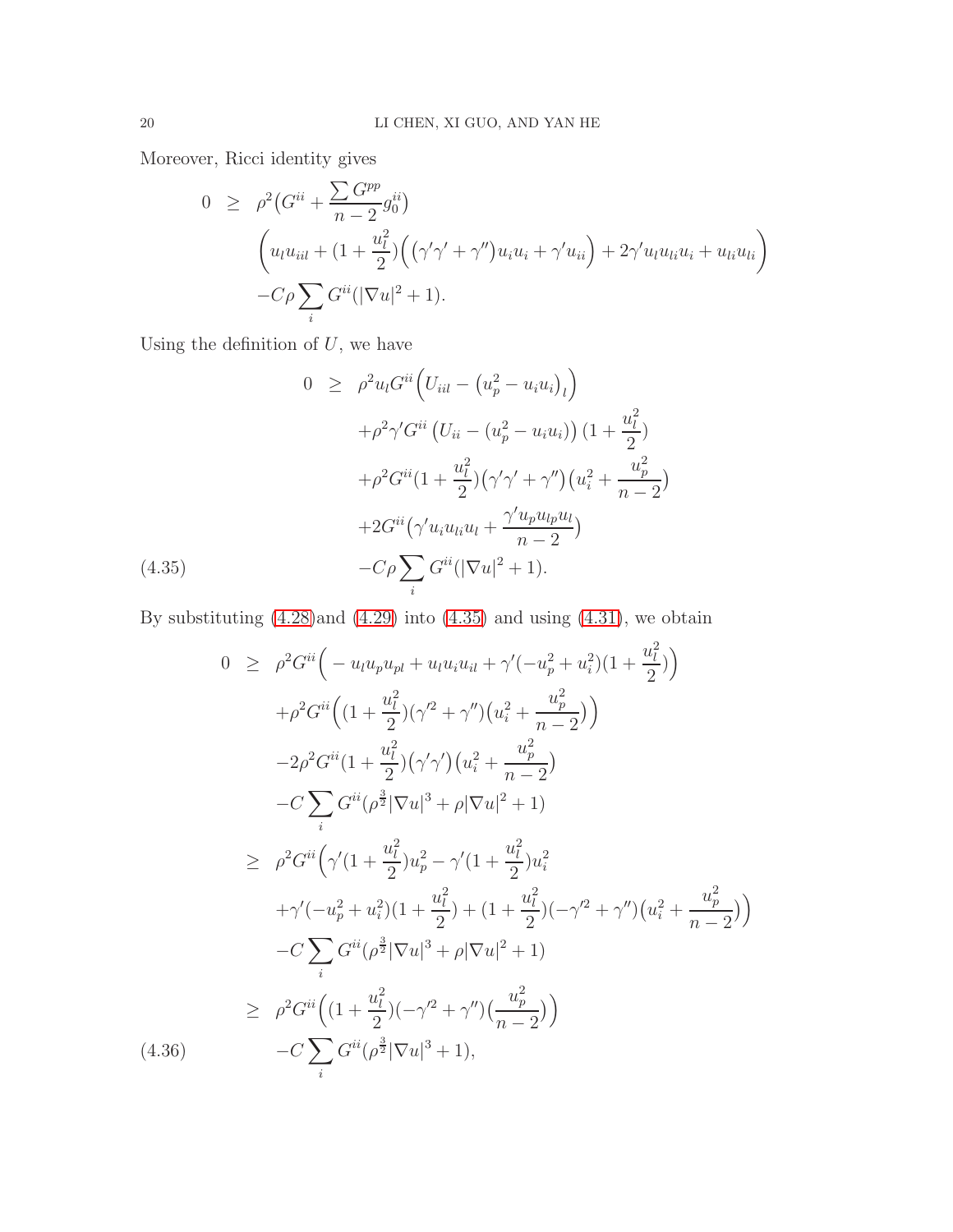Moreover, Ricci identity gives

$$
\begin{aligned}
0 \ \geq \ & \rho^2\big(G^{ii} + \frac{\sum G^{pp}}{n-2} g_0^{ii}\big) \\
& \bigg(u_l u_{iil} + (1+\frac{u_l^2}{2})\Big(\big(\gamma'\gamma' + \gamma''\big)u_i u_i + \gamma' u_{ii}\Big) + 2\gamma' u_l u_{li} u_i + u_{li} u_{li}\bigg) \\
& - C\rho \sum_i G^{ii}(|\nabla u|^2 + 1).
\end{aligned}
$$

Using the definition of $U$, we have

$$
\begin{aligned}
0 \ \geq \ & \rho^2 u_l G^{ii}\Big(U_{iil} - \big(u_p^2 - u_i u_i\big)_l\Big) \\
& + \rho^2 \gamma' G^{ii}\left(U_{ii} - (u_p^2 - u_i u_i)\right)(1+\frac{u_l^2}{2}) \\
& + \rho^2 G^{ii}(1+\frac{u_l^2}{2})\big(\gamma'\gamma' + \gamma''\big)\big(u_i^2 + \frac{u_p^2}{n-2}\big) \\
& + 2G^{ii}\big(\gamma' u_i u_{li} u_l + \frac{\gamma' u_p u_{lp} u_l}{n-2}\big) \\
& - C\rho \sum_i G^{ii}(|\nabla u|^2 + 1).
\end{aligned} \tag{4.35}
$$

By substituting (4.28)and (4.29) into (4.35) and using (4.31), we obtain

$$
\begin{aligned}
0 \ \geq \ & \rho^2 G^{ii}\Big( - u_l u_p u_{pl} + u_l u_i u_{il} + \gamma'(-u_p^2 + u_i^2)(1+\frac{u_l^2}{2})\Big) \\
& + \rho^2 G^{ii}\Big((1+\frac{u_l^2}{2})(\gamma'^2 + \gamma'')\big(u_i^2 + \frac{u_p^2}{n-2}\big)\Big) \\
& - 2\rho^2 G^{ii}(1+\frac{u_l^2}{2})\big(\gamma'\gamma'\big)\big(u_i^2 + \frac{u_p^2}{n-2}\big) \\
& - C\sum_i G^{ii}(\rho^{\frac{3}{2}}|\nabla u|^3 + \rho|\nabla u|^2 + 1) \\
\geq \ & \rho^2 G^{ii}\Big(\gamma'(1+\frac{u_l^2}{2})u_p^2 - \gamma'(1+\frac{u_l^2}{2})u_i^2 \\
& + \gamma'(-u_p^2 + u_i^2)(1+\frac{u_l^2}{2}) + (1+\frac{u_l^2}{2})(-\gamma'^2 + \gamma'')\big(u_i^2 + \frac{u_p^2}{n-2}\big)\Big) \\
& - C\sum_i G^{ii}(\rho^{\frac{3}{2}}|\nabla u|^3 + \rho|\nabla u|^2 + 1) \\
\geq \ & \rho^2 G^{ii}\Big((1+\frac{u_l^2}{2})(-\gamma'^2 + \gamma'')\big(\frac{u_p^2}{n-2}\big)\Big) \\
& - C\sum_i G^{ii}(\rho^{\frac{3}{2}}|\nabla u|^3 + 1),
\end{aligned} \tag{4.36}
$$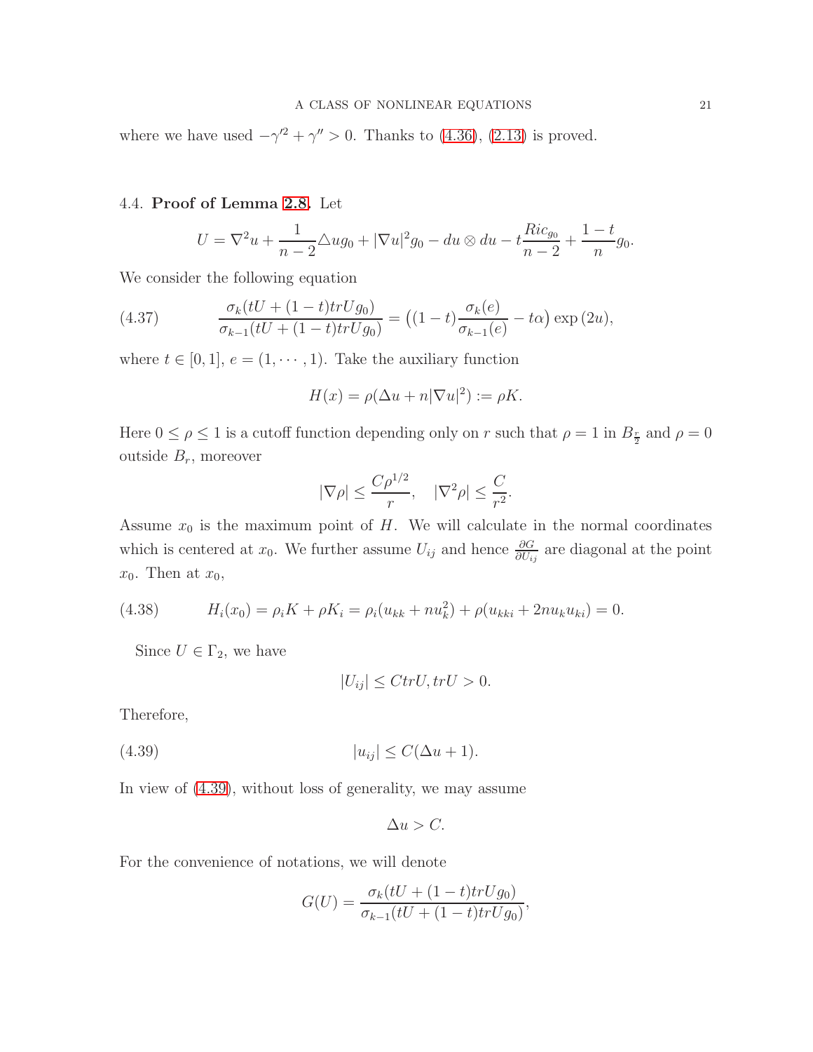where we have used $-\gamma'^2 + \gamma'' > 0$. Thanks to (4.36), (2.13) is proved.

### 4.4. **Proof of Lemma 2.8.**

Let

$$U = \nabla^2 u + \frac{1}{n-2}\triangle u g_0 + |\nabla u|^2 g_0 - du \otimes du - t\frac{Ric_{g_0}}{n-2} + \frac{1-t}{n} g_0.$$

We consider the following equation

$$\frac{\sigma_k(tU + (1-t)trUg_0)}{\sigma_{k-1}(tU + (1-t)trUg_0)} = \big((1-t)\frac{\sigma_k(e)}{\sigma_{k-1}(e)} - t\alpha\big)\exp{(2u)}, \tag{4.37}$$

where $t \in [0,1]$, $e = (1, \cdots, 1)$. Take the auxiliary function

$$H(x) = \rho(\Delta u + n|\nabla u|^2) := \rho K.$$

Here $0 \le \rho \le 1$ is a cutoff function depending only on $r$ such that $\rho = 1$ in $B_{\frac{r}{2}}$ and $\rho = 0$ outside $B_r$, moreover

$$|\nabla \rho| \le \frac{C\rho^{1/2}}{r}, \quad |\nabla^2 \rho| \le \frac{C}{r^2}.$$

Assume $x_0$ is the maximum point of $H$. We will calculate in the normal coordinates which is centered at $x_0$. We further assume $U_{ij}$ and hence $\frac{\partial G}{\partial U_{ij}}$ are diagonal at the point $x_0$. Then at $x_0$,

$$H_i(x_0) = \rho_i K + \rho K_i = \rho_i(u_{kk} + nu_k^2) + \rho(u_{kki} + 2nu_k u_{ki}) = 0. \tag{4.38}$$

Since $U \in \Gamma_2$, we have

$$|U_{ij}| \le CtrU, trU > 0.$$

Therefore,

$$|u_{ij}| \le C(\Delta u + 1). \tag{4.39}$$

In view of (4.39), without loss of generality, we may assume

$$\Delta u > C.$$

For the convenience of notations, we will denote

$$G(U) = \frac{\sigma_k(tU + (1-t)trUg_0)}{\sigma_{k-1}(tU + (1-t)trUg_0)},$$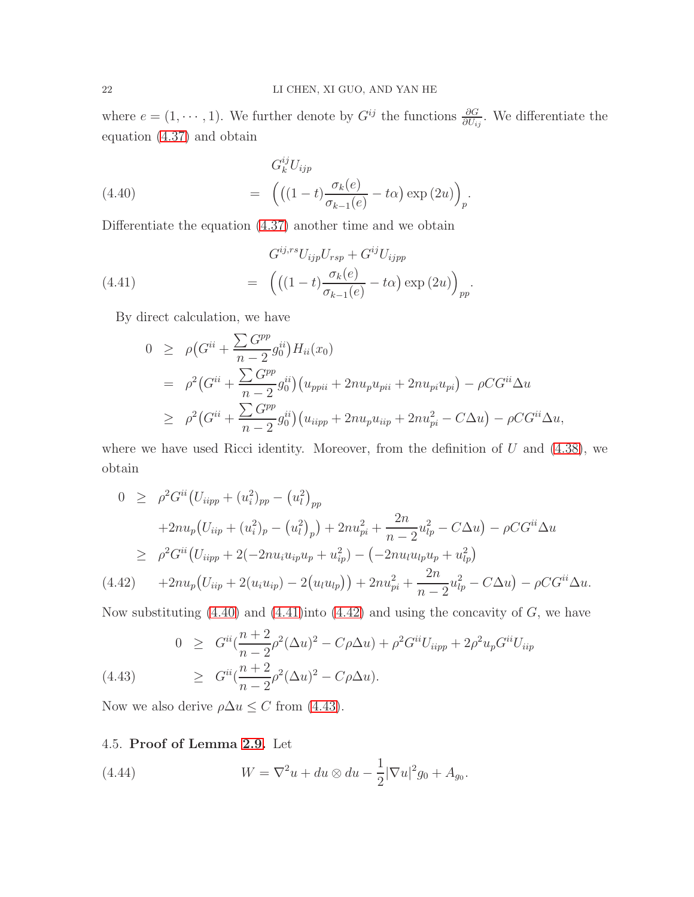where $e = (1, \cdots, 1)$. We further denote by $G^{ij}$ the functions $\frac{\partial G}{\partial U_{ij}}$. We differentiate the equation (4.37) and obtain

$$
\begin{aligned}
& G_k^{ij} U_{ijp} \\
= \ & \Big( \big( (1-t) \frac{\sigma_k(e)}{\sigma_{k-1}(e)} - t\alpha \big) \exp{(2u)} \Big)_p .
\end{aligned}
\tag{4.40}
$$

Differentiate the equation (4.37) another time and we obtain

$$
\begin{aligned}
& G^{ij,rs} U_{ijp} U_{rsp} + G^{ij} U_{ijpp} \\
= \ & \Big( \big( (1-t) \frac{\sigma_k(e)}{\sigma_{k-1}(e)} - t\alpha \big) \exp{(2u)} \Big)_{pp} .
\end{aligned}
\tag{4.41}
$$

By direct calculation, we have

$$
\begin{aligned}
0 \ \geq \ & \rho \big( G^{ii} + \frac{\sum G^{pp}}{n-2} g_0^{ii} \big) H_{ii}(x_0) \\
= \ & \rho^2 \big( G^{ii} + \frac{\sum G^{pp}}{n-2} g_0^{ii} \big) \big( u_{ppii} + 2n u_p u_{pii} + 2n u_{pi} u_{pi} \big) - \rho C G^{ii} \Delta u \\
\geq \ & \rho^2 \big( G^{ii} + \frac{\sum G^{pp}}{n-2} g_0^{ii} \big) \big( u_{iipp} + 2n u_p u_{iip} + 2n u_{pi}^2 - C \Delta u \big) - \rho C G^{ii} \Delta u,
\end{aligned}
$$

where we have used Ricci identity. Moreover, from the definition of $U$ and (4.38), we obtain

$$
\begin{aligned}
0 \ \geq \ & \rho^2 G^{ii} \big( U_{iipp} + (u_i^2)_{pp} - \big(u_l^2\big)_{pp} \\
& + 2n u_p \big( U_{iip} + (u_i^2)_p - \big(u_l^2\big)_p \big) + 2n u_{pi}^2 + \frac{2n}{n-2} u_{lp}^2 - C \Delta u \big) - \rho C G^{ii} \Delta u \\
\geq \ & \rho^2 G^{ii} \big( U_{iipp} + 2(-2n u_i u_{ip} u_p + u_{ip}^2) - \big( -2n u_l u_{lp} u_p + u_{lp}^2 \big) \\
& + 2n u_p \big( U_{iip} + 2(u_i u_{ip}) - 2\big(u_l u_{lp}\big) \big) + 2n u_{pi}^2 + \frac{2n}{n-2} u_{lp}^2 - C \Delta u \big) - \rho C G^{ii} \Delta u.
\end{aligned}
\tag{4.42}
$$

Now substituting (4.40) and (4.41)into (4.42) and using the concavity of $G$, we have

$$
\begin{aligned}
0 \ \geq \ & G^{ii} \big( \frac{n+2}{n-2} \rho^2 (\Delta u)^2 - C \rho \Delta u \big) + \rho^2 G^{ii} U_{iipp} + 2\rho^2 u_p G^{ii} U_{iip} \\
\geq \ & G^{ii} \big( \frac{n+2}{n-2} \rho^2 (\Delta u)^2 - C \rho \Delta u \big).
\end{aligned}
\tag{4.43}
$$

Now we also derive $\rho \Delta u \leq C$ from (4.43).

## 4.5. **Proof of Lemma 2.9.**

Let

$$
W = \nabla^2 u + du \otimes du - \frac{1}{2} |\nabla u|^2 g_0 + A_{g_0}.
\tag{4.44}
$$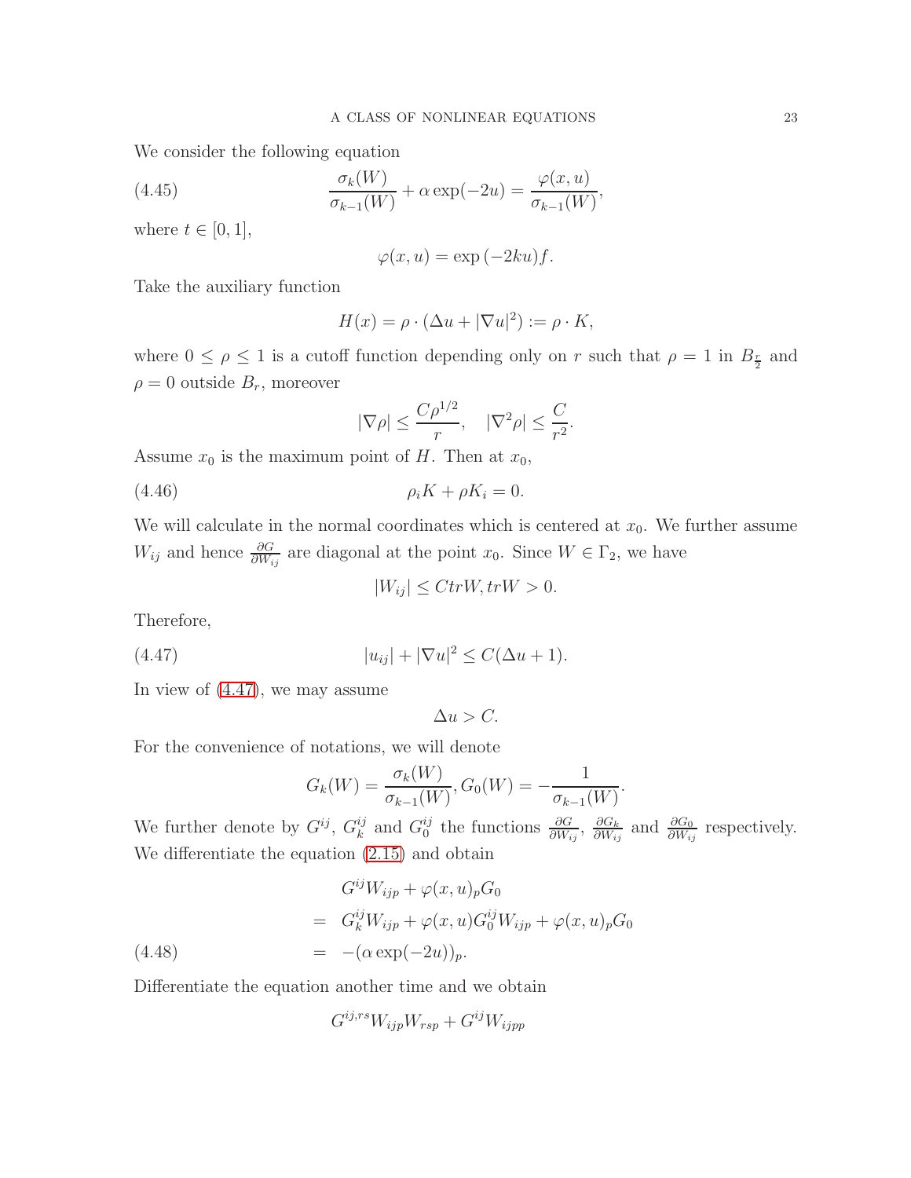We consider the following equation

$$\frac{\sigma_k(W)}{\sigma_{k-1}(W)} + \alpha \exp(-2u) = \frac{\varphi(x,u)}{\sigma_{k-1}(W)}, \tag{4.45}$$

where $t \in [0,1]$,

$$\varphi(x,u) = \exp(-2ku) f.$$

Take the auxiliary function

$$H(x) = \rho \cdot (\Delta u + |\nabla u|^2) := \rho \cdot K,$$

where $0 \leq \rho \leq 1$ is a cutoff function depending only on $r$ such that $\rho = 1$ in $B_{\frac{r}{2}}$ and $\rho = 0$ outside $B_r$, moreover

$$|\nabla \rho| \leq \frac{C\rho^{1/2}}{r}, \quad |\nabla^2 \rho| \leq \frac{C}{r^2}.$$

Assume $x_0$ is the maximum point of $H$. Then at $x_0$,

$$\rho_i K + \rho K_i = 0. \tag{4.46}$$

We will calculate in the normal coordinates which is centered at $x_0$. We further assume $W_{ij}$ and hence $\frac{\partial G}{\partial W_{ij}}$ are diagonal at the point $x_0$. Since $W \in \Gamma_2$, we have

$$|W_{ij}| \leq C tr W, tr W > 0.$$

Therefore,

$$|u_{ij}| + |\nabla u|^2 \leq C(\Delta u + 1). \tag{4.47}$$

In view of (4.47), we may assume

$$\Delta u > C.$$

For the convenience of notations, we will denote

$$G_k(W) = \frac{\sigma_k(W)}{\sigma_{k-1}(W)}, G_0(W) = -\frac{1}{\sigma_{k-1}(W)}.$$

We further denote by $G^{ij}$, $G_k^{ij}$ and $G_0^{ij}$ the functions $\frac{\partial G}{\partial W_{ij}}$, $\frac{\partial G_k}{\partial W_{ij}}$ and $\frac{\partial G_0}{\partial W_{ij}}$ respectively. We differentiate the equation (2.15) and obtain

$$\begin{aligned}
& G^{ij} W_{ijp} + \varphi(x,u)_p G_0 \\
= \ & G_k^{ij} W_{ijp} + \varphi(x,u) G_0^{ij} W_{ijp} + \varphi(x,u)_p G_0 \\
= \ & -(\alpha \exp(-2u))_p.
\end{aligned} \tag{4.48}$$

Differentiate the equation another time and we obtain

$$G^{ij,rs} W_{ijp} W_{rsp} + G^{ij} W_{ijpp}$$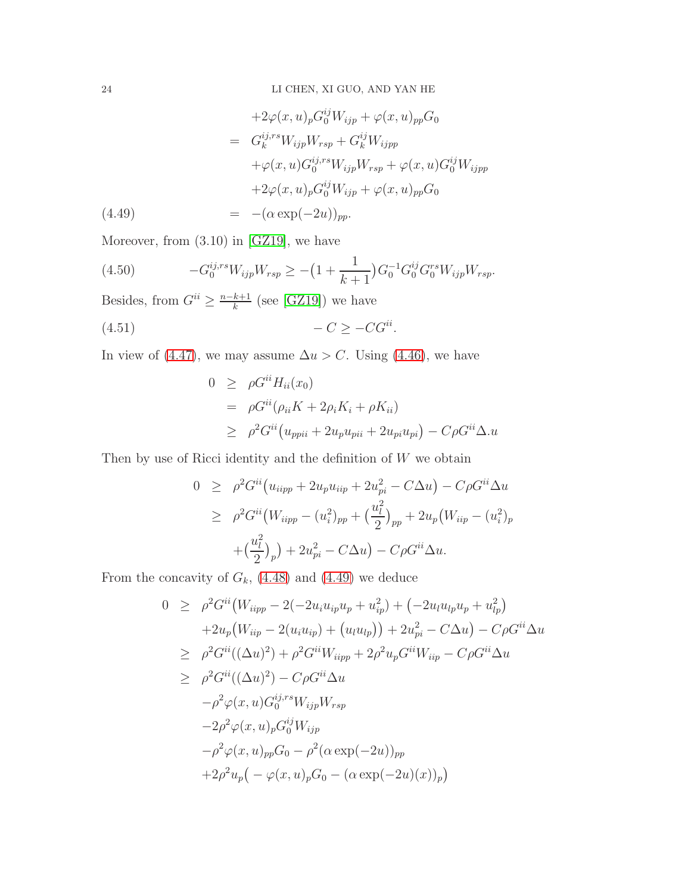$$
\begin{aligned}
&+2\varphi(x,u)_p G_0^{ij} W_{ijp} + \varphi(x,u)_{pp} G_0 \\
=\;& G_k^{ij,rs} W_{ijp} W_{rsp} + G_k^{ij} W_{ijpp} \\
&+\varphi(x,u) G_0^{ij,rs} W_{ijp} W_{rsp} + \varphi(x,u) G_0^{ij} W_{ijpp} \\
&+2\varphi(x,u)_p G_0^{ij} W_{ijp} + \varphi(x,u)_{pp} G_0 \\
=\;& -(\alpha \exp(-2u))_{pp}. \qquad (4.49)
\end{aligned}
$$

Moreover, from (3.10) in [GZ19], we have

$$
-G_0^{ij,rs} W_{ijp} W_{rsp} \geq -\big(1 + \frac{1}{k+1}\big) G_0^{-1} G_0^{ij} G_0^{rs} W_{ijp} W_{rsp}. \qquad (4.50)
$$

Besides, from $G^{ii} \geq \frac{n-k+1}{k}$ (see [GZ19]) we have

$$
-C \geq -C G^{ii}. \qquad (4.51)
$$

In view of (4.47), we may assume $\Delta u > C$. Using (4.46), we have

$$
\begin{aligned}
0 \;\geq\;& \rho G^{ii} H_{ii}(x_0) \\
=\;& \rho G^{ii} (\rho_{ii} K + 2\rho_i K_i + \rho K_{ii}) \\
\geq\;& \rho^2 G^{ii} \big(u_{ppii} + 2u_p u_{pii} + 2u_{pi} u_{pi}\big) - C\rho G^{ii} \Delta .u
\end{aligned}
$$

Then by use of Ricci identity and the definition of $W$ we obtain

$$
\begin{aligned}
0 \;\geq\;& \rho^2 G^{ii} \big(u_{iipp} + 2u_p u_{iip} + 2u_{pi}^2 - C\Delta u\big) - C\rho G^{ii} \Delta u \\
\geq\;& \rho^2 G^{ii} \big(W_{iipp} - (u_i^2)_{pp} + \big(\frac{u_l^2}{2}\big)_{pp} + 2u_p \big(W_{iip} - (u_i^2)_p \\
&+ \big(\frac{u_l^2}{2}\big)_p\big) + 2u_{pi}^2 - C\Delta u\big) - C\rho G^{ii} \Delta u.
\end{aligned}
$$

From the concavity of $G_k$, (4.48) and (4.49) we deduce

$$
\begin{aligned}
0 \;\geq\;& \rho^2 G^{ii} \big(W_{iipp} - 2(-2u_i u_{ip} u_p + u_{ip}^2) + \big(-2u_l u_{lp} u_p + u_{lp}^2\big) \\
&+2u_p \big(W_{iip} - 2(u_i u_{ip}) + \big(u_l u_{lp}\big)\big) + 2u_{pi}^2 - C\Delta u\big) - C\rho G^{ii} \Delta u \\
\geq\;& \rho^2 G^{ii} ((\Delta u)^2) + \rho^2 G^{ii} W_{iipp} + 2\rho^2 u_p G^{ii} W_{iip} - C\rho G^{ii} \Delta u \\
\geq\;& \rho^2 G^{ii} ((\Delta u)^2) - C\rho G^{ii} \Delta u \\
&-\rho^2 \varphi(x,u) G_0^{ij,rs} W_{ijp} W_{rsp} \\
&-2\rho^2 \varphi(x,u)_p G_0^{ij} W_{ijp} \\
&-\rho^2 \varphi(x,u)_{pp} G_0 - \rho^2 (\alpha \exp(-2u))_{pp} \\
&+2\rho^2 u_p \big(-\varphi(x,u)_p G_0 - (\alpha \exp(-2u)(x))_p\big)
\end{aligned}
$$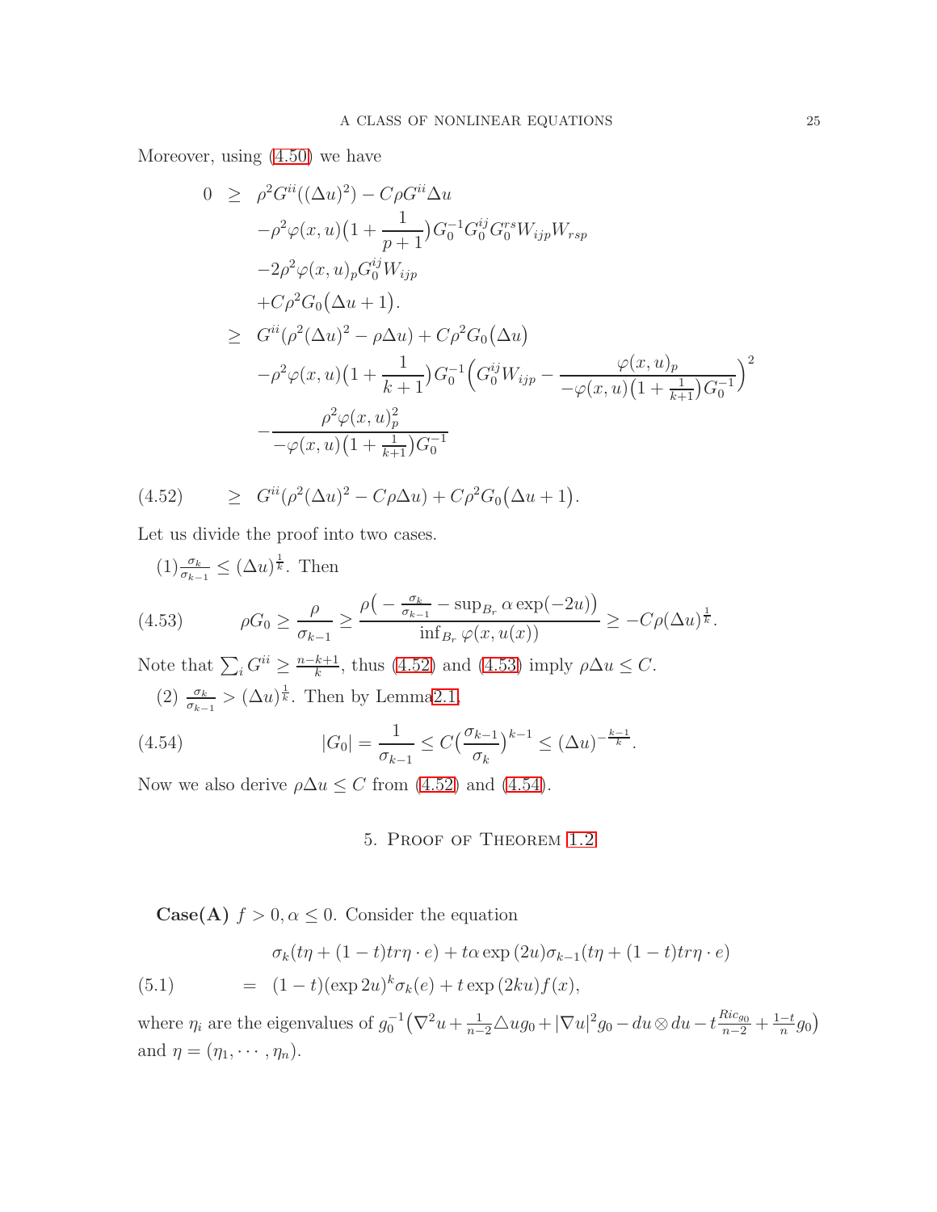Moreover, using (4.50) we have

$$
\begin{aligned}
0 \geq\ & \rho^2 G^{ii}((\Delta u)^2) - C\rho G^{ii}\Delta u \\
& -\rho^2\varphi(x,u)\big(1+\frac{1}{p+1}\big)G_0^{-1}G_0^{ij}G_0^{rs}W_{ijp}W_{rsp} \\
& -2\rho^2\varphi(x,u)_p G_0^{ij}W_{ijp} \\
& +C\rho^2 G_0\big(\Delta u+1\big). \\
\geq\ & G^{ii}(\rho^2(\Delta u)^2 - \rho\Delta u) + C\rho^2 G_0\big(\Delta u\big) \\
& -\rho^2\varphi(x,u)\big(1+\frac{1}{k+1}\big)G_0^{-1}\Big(G_0^{ij}W_{ijp} - \frac{\varphi(x,u)_p}{-\varphi(x,u)\big(1+\frac{1}{k+1}\big)G_0^{-1}}\Big)^2 \\
& -\frac{\rho^2\varphi(x,u)_p^2}{-\varphi(x,u)\big(1+\frac{1}{k+1}\big)G_0^{-1}}
\end{aligned}
$$

$$
\geq G^{ii}(\rho^2(\Delta u)^2 - C\rho\Delta u) + C\rho^2 G_0\big(\Delta u+1\big). \tag{4.52}
$$

Let us divide the proof into two cases.

(1) $\frac{\sigma_k}{\sigma_{k-1}} \leq (\Delta u)^{\frac{1}{k}}$. Then

$$
\rho G_0 \geq \frac{\rho}{\sigma_{k-1}} \geq \frac{\rho\big(-\frac{\sigma_k}{\sigma_{k-1}} - \sup_{B_r}\alpha\exp(-2u)\big)}{\inf_{B_r}\varphi(x,u(x))} \geq -C\rho(\Delta u)^{\frac{1}{k}}. \tag{4.53}
$$

Note that $\sum_i G^{ii} \geq \frac{n-k+1}{k}$, thus (4.52) and (4.53) imply $\rho\Delta u \leq C$.

(2) $\frac{\sigma_k}{\sigma_{k-1}} > (\Delta u)^{\frac{1}{k}}$. Then by Lemma2.1,

$$
|G_0| = \frac{1}{\sigma_{k-1}} \leq C\big(\frac{\sigma_{k-1}}{\sigma_k}\big)^{k-1} \leq (\Delta u)^{-\frac{k-1}{k}}. \tag{4.54}
$$

Now we also derive $\rho\Delta u \leq C$ from (4.52) and (4.54).

## 5. Proof of Theorem 1.2

**Case(A)** $f > 0, \alpha \leq 0$. Consider the equation

$$
\begin{aligned}
& \sigma_k(t\eta + (1-t)tr\eta\cdot e) + t\alpha\exp(2u)\sigma_{k-1}(t\eta + (1-t)tr\eta\cdot e) \\
= \ & (1-t)(\exp 2u)^k\sigma_k(e) + t\exp(2ku)f(x),
\end{aligned} \tag{5.1}
$$

where $\eta_i$ are the eigenvalues of $g_0^{-1}\big(\nabla^2 u + \frac{1}{n-2}\triangle u g_0 + |\nabla u|^2 g_0 - du\otimes du - t\frac{Ric_{g_0}}{n-2} + \frac{1-t}{n}g_0\big)$ and $\eta = (\eta_1, \cdots, \eta_n)$.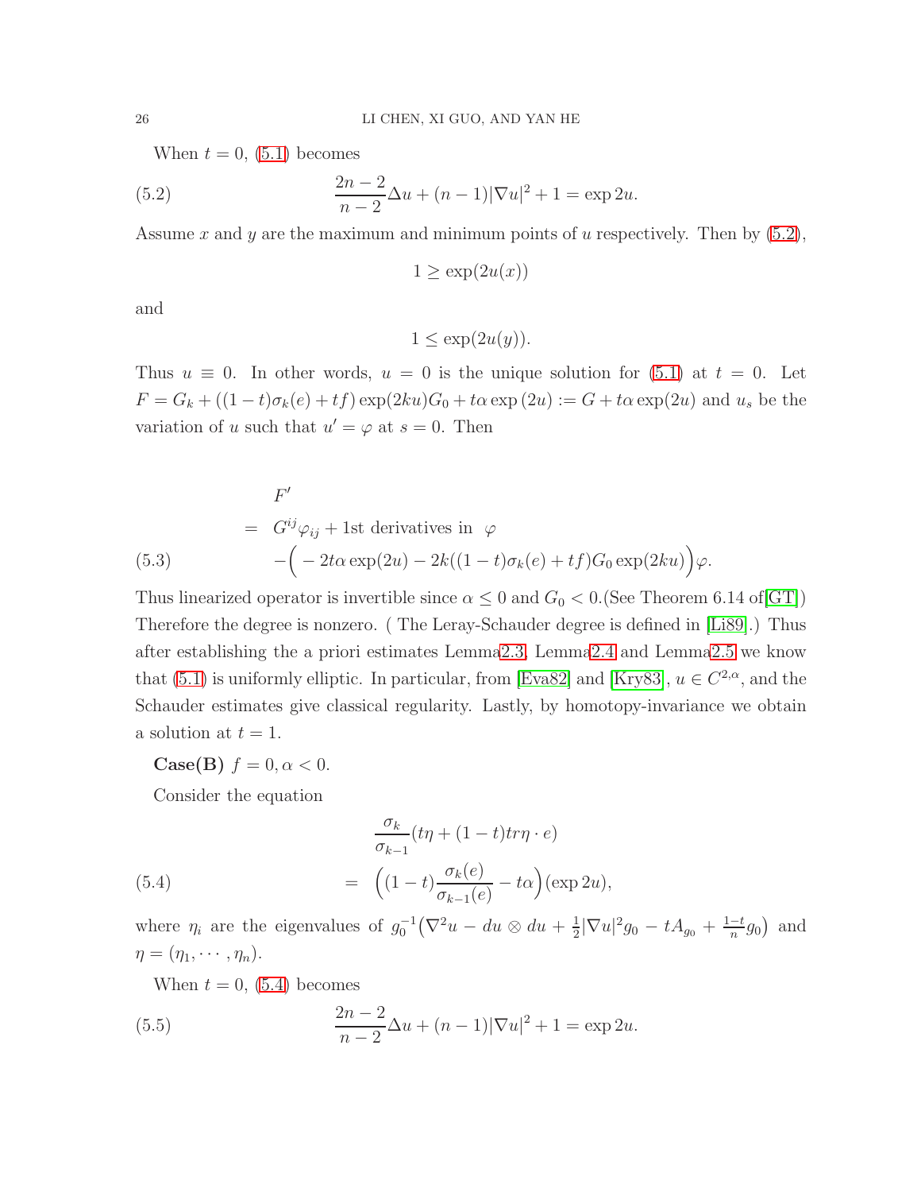When $t = 0$, (5.1) becomes

$$\frac{2n-2}{n-2}\Delta u + (n-1)|\nabla u|^2 + 1 = \exp 2u. \tag{5.2}$$

Assume $x$ and $y$ are the maximum and minimum points of $u$ respectively. Then by (5.2),

$$1 \geq \exp(2u(x))$$

and

$$1 \leq \exp(2u(y)).$$

Thus $u \equiv 0$. In other words, $u = 0$ is the unique solution for (5.1) at $t = 0$. Let $F = G_k + ((1-t)\sigma_k(e) + tf)\exp(2ku)G_0 + t\alpha \exp(2u) := G + t\alpha \exp(2u)$ and $u_s$ be the variation of $u$ such that $u' = \varphi$ at $s = 0$. Then

$$\begin{aligned}
& F' \\
= \; & G^{ij}\varphi_{ij} + \text{1st derivatives in } \varphi \\
& - \Big( -2t\alpha \exp(2u) - 2k((1-t)\sigma_k(e) + tf)G_0 \exp(2ku)\Big)\varphi.
\end{aligned} \tag{5.3}$$

Thus linearized operator is invertible since $\alpha \leq 0$ and $G_0 < 0$.(See Theorem 6.14 of[GT]) Therefore the degree is nonzero. ( The Leray-Schauder degree is defined in [Li89].) Thus after establishing the a priori estimates Lemma2.3, Lemma2.4 and Lemma2.5 we know that (5.1) is uniformly elliptic. In particular, from [Eva82] and [Kry83], $u \in C^{2,\alpha}$, and the Schauder estimates give classical regularity. Lastly, by homotopy-invariance we obtain a solution at $t = 1$.

**Case(B)** $f = 0, \alpha < 0$.

Consider the equation

$$\begin{aligned}
& \frac{\sigma_k}{\sigma_{k-1}}(t\eta + (1-t)tr\eta \cdot e) \\
= \; & \Big((1-t)\frac{\sigma_k(e)}{\sigma_{k-1}(e)} - t\alpha\Big)(\exp 2u),
\end{aligned} \tag{5.4}$$

where $\eta_i$ are the eigenvalues of $g_0^{-1}\big(\nabla^2 u - du \otimes du + \frac{1}{2}|\nabla u|^2 g_0 - tA_{g_0} + \frac{1-t}{n} g_0\big)$ and $\eta = (\eta_1, \cdots, \eta_n)$.

When $t = 0$, (5.4) becomes

$$\frac{2n-2}{n-2}\Delta u + (n-1)|\nabla u|^2 + 1 = \exp 2u. \tag{5.5}$$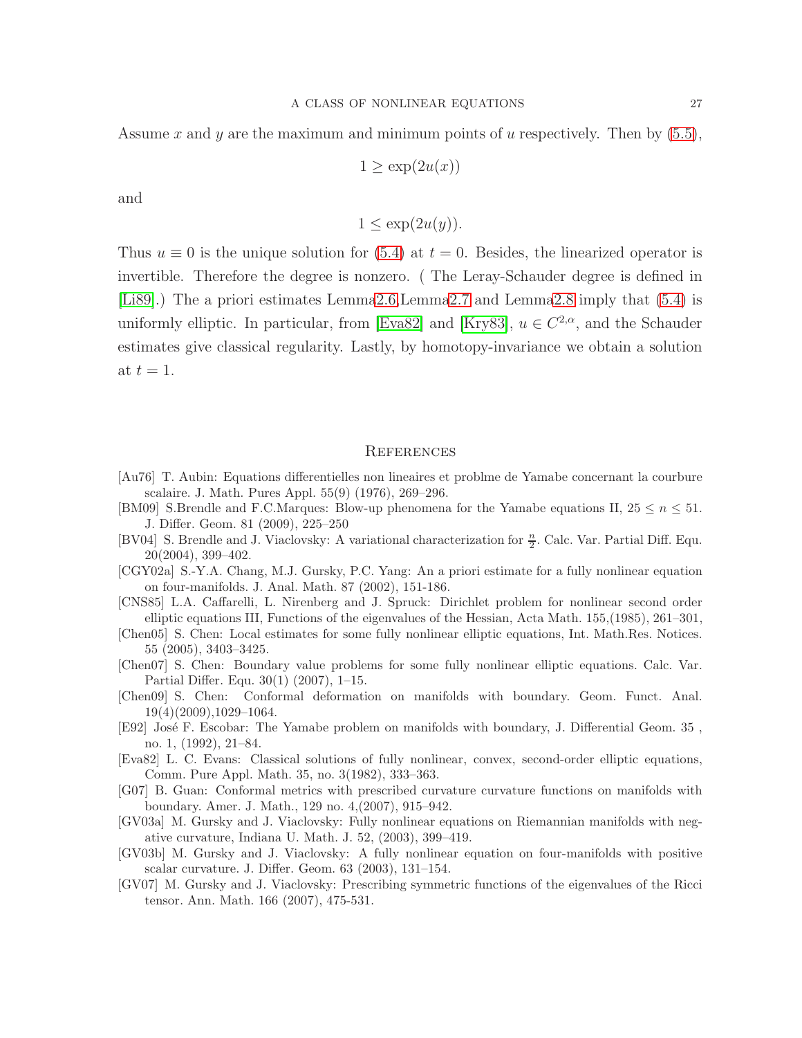Assume $x$ and $y$ are the maximum and minimum points of $u$ respectively. Then by (5.5),

$$1 \geq \exp(2u(x))$$

and

$$1 \leq \exp(2u(y)).$$

Thus $u \equiv 0$ is the unique solution for (5.4) at $t = 0$. Besides, the linearized operator is invertible. Therefore the degree is nonzero. ( The Leray-Schauder degree is defined in [Li89].) The a priori estimates Lemma2.6,Lemma2.7 and Lemma2.8 imply that (5.4) is uniformly elliptic. In particular, from [Eva82] and [Kry83], $u \in C^{2,\alpha}$, and the Schauder estimates give classical regularity. Lastly, by homotopy-invariance we obtain a solution at $t = 1$.

## References

[Au76] T. Aubin: Equations differentielles non lineaires et problme de Yamabe concernant la courbure scalaire. J. Math. Pures Appl. 55(9) (1976), 269–296.

[BM09] S.Brendle and F.C.Marques: Blow-up phenomena for the Yamabe equations II, $25 \leq n \leq 51$. J. Differ. Geom. 81 (2009), 225–250

[BV04] S. Brendle and J. Viaclovsky: A variational characterization for $\frac{n}{2}$. Calc. Var. Partial Diff. Equ. 20(2004), 399–402.

[CGY02a] S.-Y.A. Chang, M.J. Gursky, P.C. Yang: An a priori estimate for a fully nonlinear equation on four-manifolds. J. Anal. Math. 87 (2002), 151-186.

[CNS85] L.A. Caffarelli, L. Nirenberg and J. Spruck: Dirichlet problem for nonlinear second order elliptic equations III, Functions of the eigenvalues of the Hessian, Acta Math. 155,(1985), 261–301,

[Chen05] S. Chen: Local estimates for some fully nonlinear elliptic equations, Int. Math.Res. Notices. 55 (2005), 3403–3425.

[Chen07] S. Chen: Boundary value problems for some fully nonlinear elliptic equations. Calc. Var. Partial Differ. Equ. 30(1) (2007), 1–15.

[Chen09] S. Chen: Conformal deformation on manifolds with boundary. Geom. Funct. Anal. 19(4)(2009),1029–1064.

[E92] José F. Escobar: The Yamabe problem on manifolds with boundary, J. Differential Geom. 35 , no. 1, (1992), 21–84.

[Eva82] L. C. Evans: Classical solutions of fully nonlinear, convex, second-order elliptic equations, Comm. Pure Appl. Math. 35, no. 3(1982), 333–363.

[G07] B. Guan: Conformal metrics with prescribed curvature curvature functions on manifolds with boundary. Amer. J. Math., 129 no. 4,(2007), 915–942.

[GV03a] M. Gursky and J. Viaclovsky: Fully nonlinear equations on Riemannian manifolds with negative curvature, Indiana U. Math. J. 52, (2003), 399–419.

[GV03b] M. Gursky and J. Viaclovsky: A fully nonlinear equation on four-manifolds with positive scalar curvature. J. Differ. Geom. 63 (2003), 131–154.

[GV07] M. Gursky and J. Viaclovsky: Prescribing symmetric functions of the eigenvalues of the Ricci tensor. Ann. Math. 166 (2007), 475-531.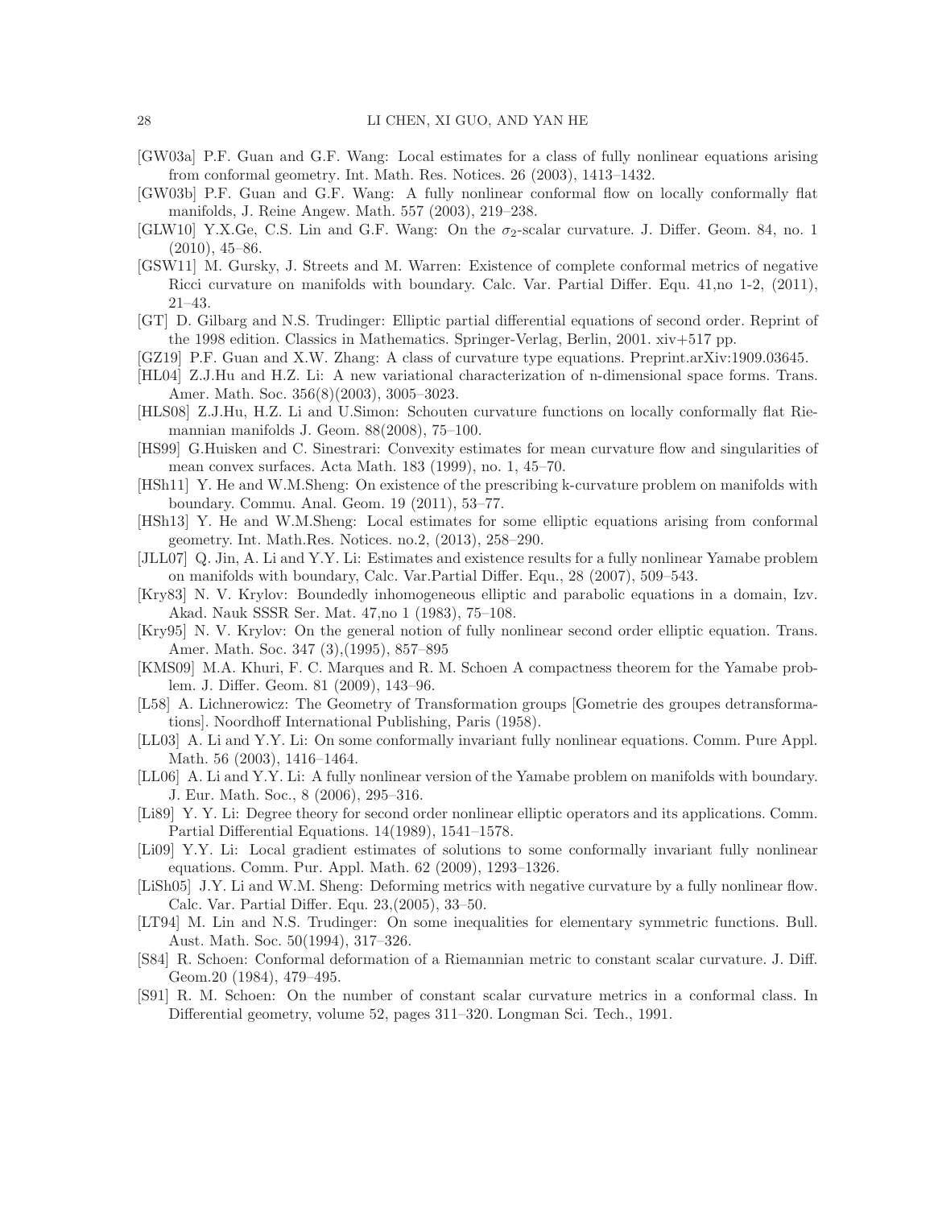- [GW03a] P.F. Guan and G.F. Wang: Local estimates for a class of fully nonlinear equations arising from conformal geometry. Int. Math. Res. Notices. 26 (2003), 1413–1432.
- [GW03b] P.F. Guan and G.F. Wang: A fully nonlinear conformal flow on locally conformally flat manifolds, J. Reine Angew. Math. 557 (2003), 219–238.
- [GLW10] Y.X.Ge, C.S. Lin and G.F. Wang: On the $\sigma_2$-scalar curvature. J. Differ. Geom. 84, no. 1 (2010), 45–86.
- [GSW11] M. Gursky, J. Streets and M. Warren: Existence of complete conformal metrics of negative Ricci curvature on manifolds with boundary. Calc. Var. Partial Differ. Equ. 41,no 1-2, (2011), 21–43.
- [GT] D. Gilbarg and N.S. Trudinger: Elliptic partial differential equations of second order. Reprint of the 1998 edition. Classics in Mathematics. Springer-Verlag, Berlin, 2001. xiv+517 pp.
- [GZ19] P.F. Guan and X.W. Zhang: A class of curvature type equations. Preprint.arXiv:1909.03645.
- [HL04] Z.J.Hu and H.Z. Li: A new variational characterization of n-dimensional space forms. Trans. Amer. Math. Soc. 356(8)(2003), 3005–3023.
- [HLS08] Z.J.Hu, H.Z. Li and U.Simon: Schouten curvature functions on locally conformally flat Riemannian manifolds J. Geom. 88(2008), 75–100.
- [HS99] G.Huisken and C. Sinestrari: Convexity estimates for mean curvature flow and singularities of mean convex surfaces. Acta Math. 183 (1999), no. 1, 45–70.
- [HSh11] Y. He and W.M.Sheng: On existence of the prescribing k-curvature problem on manifolds with boundary. Commu. Anal. Geom. 19 (2011), 53–77.
- [HSh13] Y. He and W.M.Sheng: Local estimates for some elliptic equations arising from conformal geometry. Int. Math.Res. Notices. no.2, (2013), 258–290.
- [JLL07] Q. Jin, A. Li and Y.Y. Li: Estimates and existence results for a fully nonlinear Yamabe problem on manifolds with boundary, Calc. Var.Partial Differ. Equ., 28 (2007), 509–543.
- [Kry83] N. V. Krylov: Boundedly inhomogeneous elliptic and parabolic equations in a domain, Izv. Akad. Nauk SSSR Ser. Mat. 47,no 1 (1983), 75–108.
- [Kry95] N. V. Krylov: On the general notion of fully nonlinear second order elliptic equation. Trans. Amer. Math. Soc. 347 (3),(1995), 857–895
- [KMS09] M.A. Khuri, F. C. Marques and R. M. Schoen A compactness theorem for the Yamabe problem. J. Differ. Geom. 81 (2009), 143–96.
- [L58] A. Lichnerowicz: The Geometry of Transformation groups [Gometrie des groupes detransformations]. Noordhoff International Publishing, Paris (1958).
- [LL03] A. Li and Y.Y. Li: On some conformally invariant fully nonlinear equations. Comm. Pure Appl. Math. 56 (2003), 1416–1464.
- [LL06] A. Li and Y.Y. Li: A fully nonlinear version of the Yamabe problem on manifolds with boundary. J. Eur. Math. Soc., 8 (2006), 295–316.
- [Li89] Y. Y. Li: Degree theory for second order nonlinear elliptic operators and its applications. Comm. Partial Differential Equations. 14(1989), 1541–1578.
- [Li09] Y.Y. Li: Local gradient estimates of solutions to some conformally invariant fully nonlinear equations. Comm. Pur. Appl. Math. 62 (2009), 1293–1326.
- [LiSh05] J.Y. Li and W.M. Sheng: Deforming metrics with negative curvature by a fully nonlinear flow. Calc. Var. Partial Differ. Equ. 23,(2005), 33–50.
- [LT94] M. Lin and N.S. Trudinger: On some inequalities for elementary symmetric functions. Bull. Aust. Math. Soc. 50(1994), 317–326.
- [S84] R. Schoen: Conformal deformation of a Riemannian metric to constant scalar curvature. J. Diff. Geom.20 (1984), 479–495.
- [S91] R. M. Schoen: On the number of constant scalar curvature metrics in a conformal class. In Differential geometry, volume 52, pages 311–320. Longman Sci. Tech., 1991.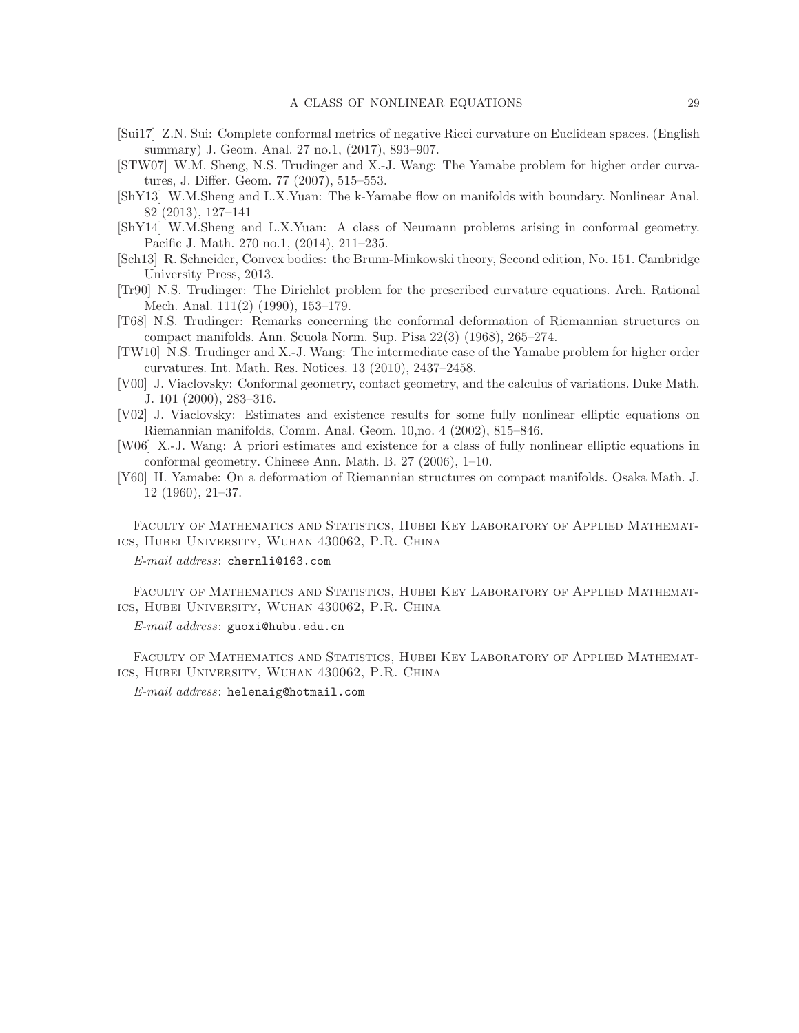[Sui17] Z.N. Sui: Complete conformal metrics of negative Ricci curvature on Euclidean spaces. (English summary) J. Geom. Anal. 27 no.1, (2017), 893–907.

[STW07] W.M. Sheng, N.S. Trudinger and X.-J. Wang: The Yamabe problem for higher order curvatures, J. Differ. Geom. 77 (2007), 515–553.

[ShY13] W.M.Sheng and L.X.Yuan: The k-Yamabe flow on manifolds with boundary. Nonlinear Anal. 82 (2013), 127–141

[ShY14] W.M.Sheng and L.X.Yuan: A class of Neumann problems arising in conformal geometry. Pacific J. Math. 270 no.1, (2014), 211–235.

[Sch13] R. Schneider, Convex bodies: the Brunn-Minkowski theory, Second edition, No. 151. Cambridge University Press, 2013.

[Tr90] N.S. Trudinger: The Dirichlet problem for the prescribed curvature equations. Arch. Rational Mech. Anal. 111(2) (1990), 153–179.

[T68] N.S. Trudinger: Remarks concerning the conformal deformation of Riemannian structures on compact manifolds. Ann. Scuola Norm. Sup. Pisa 22(3) (1968), 265–274.

[TW10] N.S. Trudinger and X.-J. Wang: The intermediate case of the Yamabe problem for higher order curvatures. Int. Math. Res. Notices. 13 (2010), 2437–2458.

[V00] J. Viaclovsky: Conformal geometry, contact geometry, and the calculus of variations. Duke Math. J. 101 (2000), 283–316.

[V02] J. Viaclovsky: Estimates and existence results for some fully nonlinear elliptic equations on Riemannian manifolds, Comm. Anal. Geom. 10,no. 4 (2002), 815–846.

[W06] X.-J. Wang: A priori estimates and existence for a class of fully nonlinear elliptic equations in conformal geometry. Chinese Ann. Math. B. 27 (2006), 1–10.

[Y60] H. Yamabe: On a deformation of Riemannian structures on compact manifolds. Osaka Math. J. 12 (1960), 21–37.

Faculty of Mathematics and Statistics, Hubei Key Laboratory of Applied Mathematics, Hubei University, Wuhan 430062, P.R. China

*E-mail address*: chernli@163.com

Faculty of Mathematics and Statistics, Hubei Key Laboratory of Applied Mathematics, Hubei University, Wuhan 430062, P.R. China

*E-mail address*: guoxi@hubu.edu.cn

Faculty of Mathematics and Statistics, Hubei Key Laboratory of Applied Mathematics, Hubei University, Wuhan 430062, P.R. China

*E-mail address*: helenaig@hotmail.com